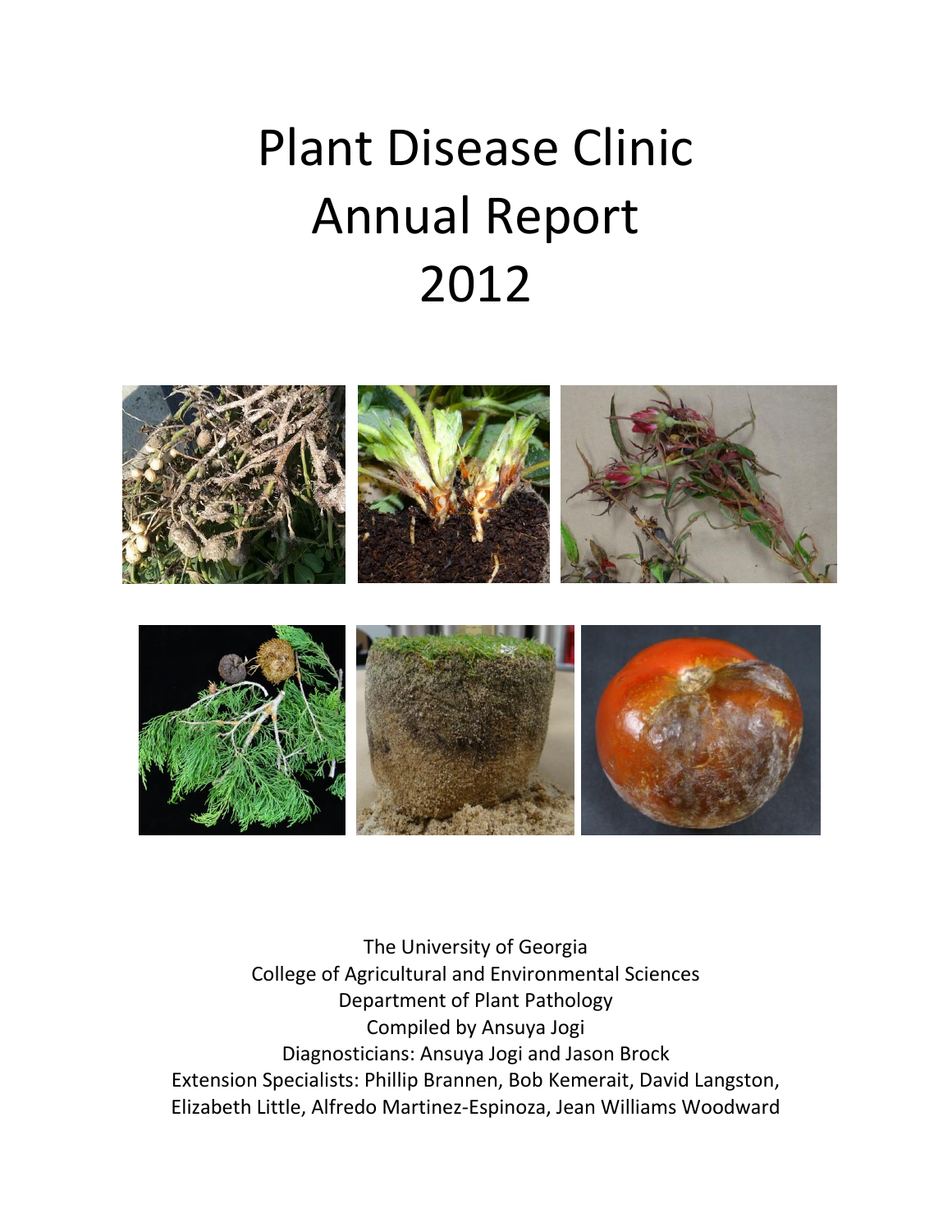# Plant Disease Clinic
# Annual Report
# 2012

The University of Georgia
College of Agricultural and Environmental Sciences
Department of Plant Pathology
Compiled by Ansuya Jogi
Diagnosticians: Ansuya Jogi and Jason Brock
Extension Specialists: Phillip Brannen, Bob Kemerait, David Langston, Elizabeth Little, Alfredo Martinez-Espinoza, Jean Williams Woodward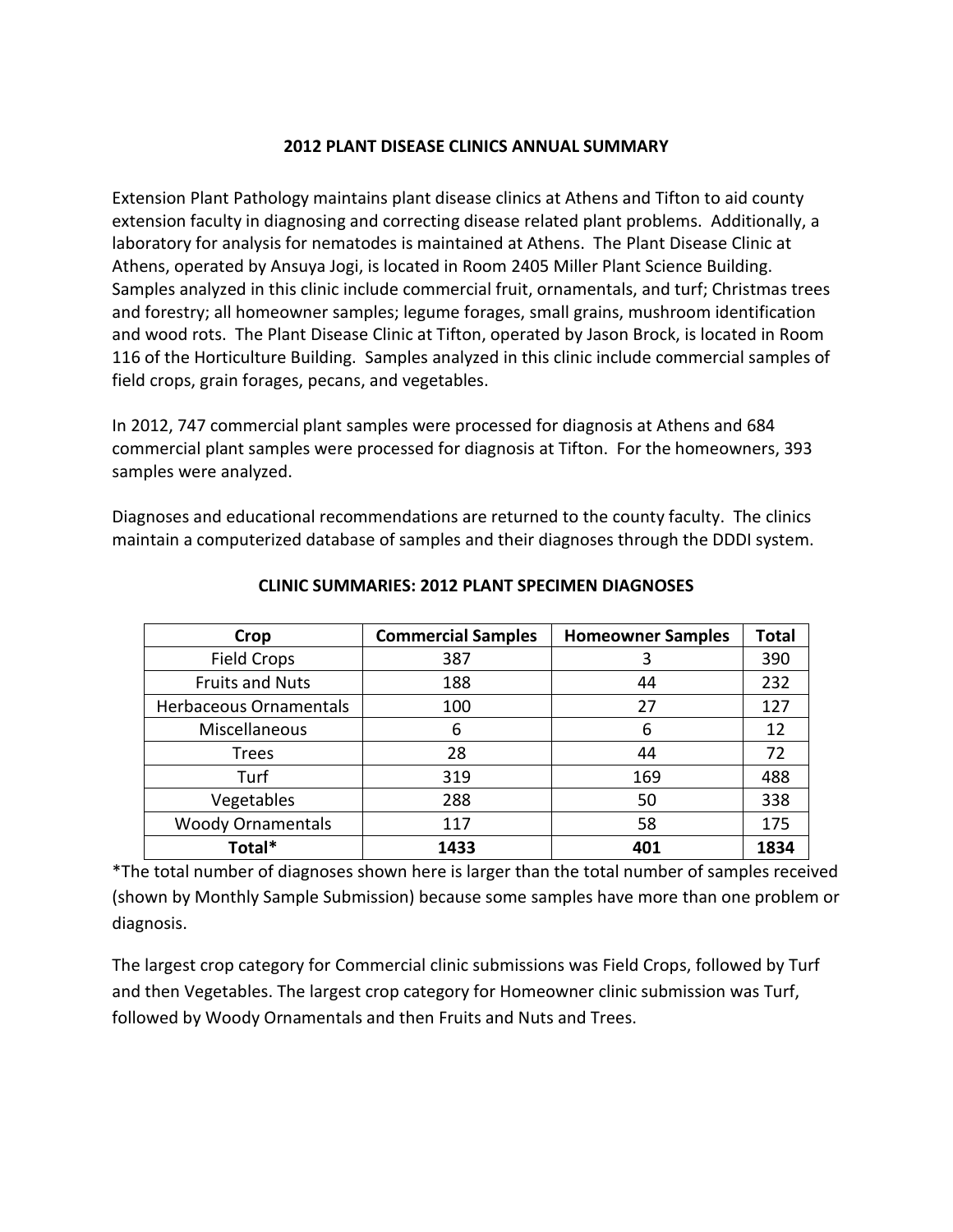## 2012 PLANT DISEASE CLINICS ANNUAL SUMMARY

Extension Plant Pathology maintains plant disease clinics at Athens and Tifton to aid county extension faculty in diagnosing and correcting disease related plant problems. Additionally, a laboratory for analysis for nematodes is maintained at Athens. The Plant Disease Clinic at Athens, operated by Ansuya Jogi, is located in Room 2405 Miller Plant Science Building. Samples analyzed in this clinic include commercial fruit, ornamentals, and turf; Christmas trees and forestry; all homeowner samples; legume forages, small grains, mushroom identification and wood rots. The Plant Disease Clinic at Tifton, operated by Jason Brock, is located in Room 116 of the Horticulture Building. Samples analyzed in this clinic include commercial samples of field crops, grain forages, pecans, and vegetables.

In 2012, 747 commercial plant samples were processed for diagnosis at Athens and 684 commercial plant samples were processed for diagnosis at Tifton. For the homeowners, 393 samples were analyzed.

Diagnoses and educational recommendations are returned to the county faculty. The clinics maintain a computerized database of samples and their diagnoses through the DDDI system.

### CLINIC SUMMARIES: 2012 PLANT SPECIMEN DIAGNOSES

| Crop | Commercial Samples | Homeowner Samples | Total |
|---|---|---|---|
| Field Crops | 387 | 3 | 390 |
| Fruits and Nuts | 188 | 44 | 232 |
| Herbaceous Ornamentals | 100 | 27 | 127 |
| Miscellaneous | 6 | 6 | 12 |
| Trees | 28 | 44 | 72 |
| Turf | 319 | 169 | 488 |
| Vegetables | 288 | 50 | 338 |
| Woody Ornamentals | 117 | 58 | 175 |
| **Total*** | **1433** | **401** | **1834** |

*The total number of diagnoses shown here is larger than the total number of samples received (shown by Monthly Sample Submission) because some samples have more than one problem or diagnosis.

The largest crop category for Commercial clinic submissions was Field Crops, followed by Turf and then Vegetables. The largest crop category for Homeowner clinic submission was Turf, followed by Woody Ornamentals and then Fruits and Nuts and Trees.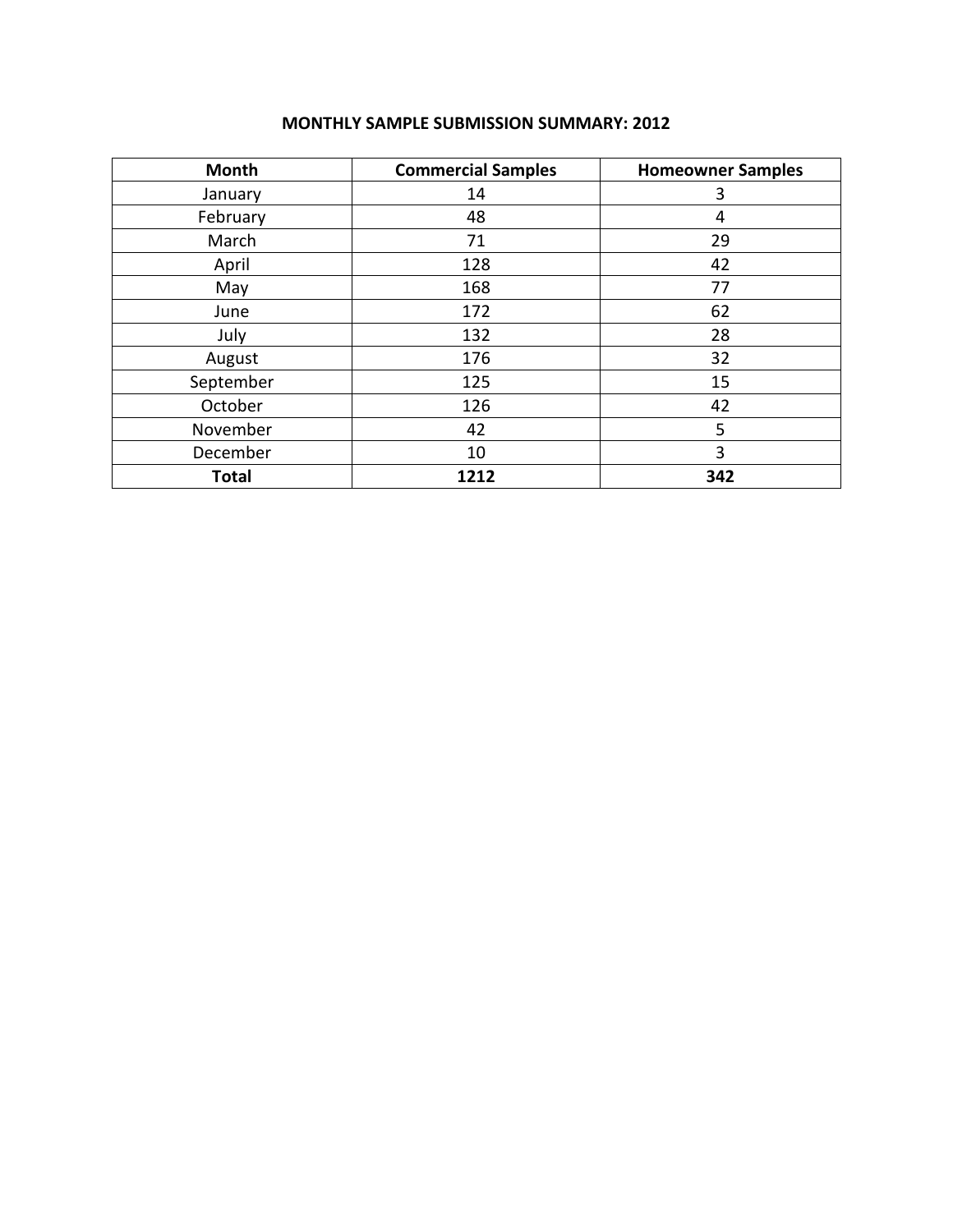# MONTHLY SAMPLE SUBMISSION SUMMARY: 2012

| Month | Commercial Samples | Homeowner Samples |
|---|---|---|
| January | 14 | 3 |
| February | 48 | 4 |
| March | 71 | 29 |
| April | 128 | 42 |
| May | 168 | 77 |
| June | 172 | 62 |
| July | 132 | 28 |
| August | 176 | 32 |
| September | 125 | 15 |
| October | 126 | 42 |
| November | 42 | 5 |
| December | 10 | 3 |
| **Total** | **1212** | **342** |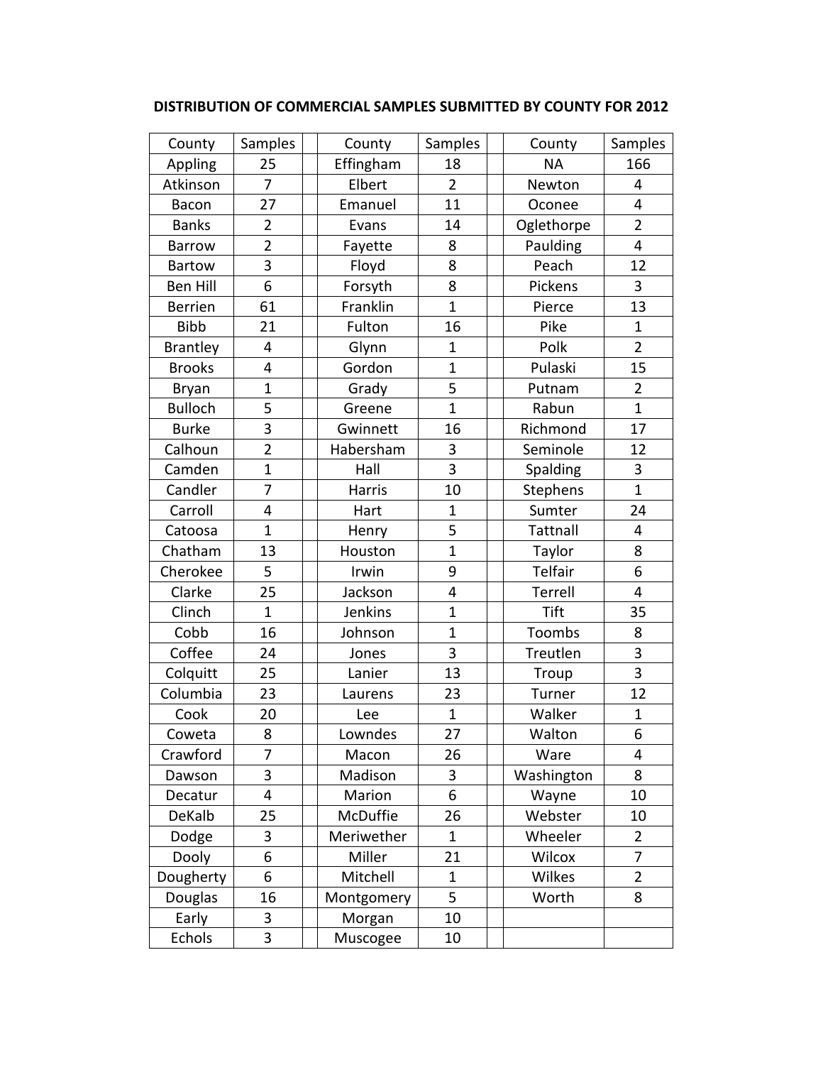## DISTRIBUTION OF COMMERCIAL SAMPLES SUBMITTED BY COUNTY FOR 2012

| County | Samples | | County | Samples | | County | Samples |
|---|---|---|---|---|---|---|---|
| Appling | 25 | | Effingham | 18 | | NA | 166 |
| Atkinson | 7 | | Elbert | 2 | | Newton | 4 |
| Bacon | 27 | | Emanuel | 11 | | Oconee | 4 |
| Banks | 2 | | Evans | 14 | | Oglethorpe | 2 |
| Barrow | 2 | | Fayette | 8 | | Paulding | 4 |
| Bartow | 3 | | Floyd | 8 | | Peach | 12 |
| Ben Hill | 6 | | Forsyth | 8 | | Pickens | 3 |
| Berrien | 61 | | Franklin | 1 | | Pierce | 13 |
| Bibb | 21 | | Fulton | 16 | | Pike | 1 |
| Brantley | 4 | | Glynn | 1 | | Polk | 2 |
| Brooks | 4 | | Gordon | 1 | | Pulaski | 15 |
| Bryan | 1 | | Grady | 5 | | Putnam | 2 |
| Bulloch | 5 | | Greene | 1 | | Rabun | 1 |
| Burke | 3 | | Gwinnett | 16 | | Richmond | 17 |
| Calhoun | 2 | | Habersham | 3 | | Seminole | 12 |
| Camden | 1 | | Hall | 3 | | Spalding | 3 |
| Candler | 7 | | Harris | 10 | | Stephens | 1 |
| Carroll | 4 | | Hart | 1 | | Sumter | 24 |
| Catoosa | 1 | | Henry | 5 | | Tattnall | 4 |
| Chatham | 13 | | Houston | 1 | | Taylor | 8 |
| Cherokee | 5 | | Irwin | 9 | | Telfair | 6 |
| Clarke | 25 | | Jackson | 4 | | Terrell | 4 |
| Clinch | 1 | | Jenkins | 1 | | Tift | 35 |
| Cobb | 16 | | Johnson | 1 | | Toombs | 8 |
| Coffee | 24 | | Jones | 3 | | Treutlen | 3 |
| Colquitt | 25 | | Lanier | 13 | | Troup | 3 |
| Columbia | 23 | | Laurens | 23 | | Turner | 12 |
| Cook | 20 | | Lee | 1 | | Walker | 1 |
| Coweta | 8 | | Lowndes | 27 | | Walton | 6 |
| Crawford | 7 | | Macon | 26 | | Ware | 4 |
| Dawson | 3 | | Madison | 3 | | Washington | 8 |
| Decatur | 4 | | Marion | 6 | | Wayne | 10 |
| DeKalb | 25 | | McDuffie | 26 | | Webster | 10 |
| Dodge | 3 | | Meriwether | 1 | | Wheeler | 2 |
| Dooly | 6 | | Miller | 21 | | Wilcox | 7 |
| Dougherty | 6 | | Mitchell | 1 | | Wilkes | 2 |
| Douglas | 16 | | Montgomery | 5 | | Worth | 8 |
| Early | 3 | | Morgan | 10 | | | |
| Echols | 3 | | Muscogee | 10 | | | |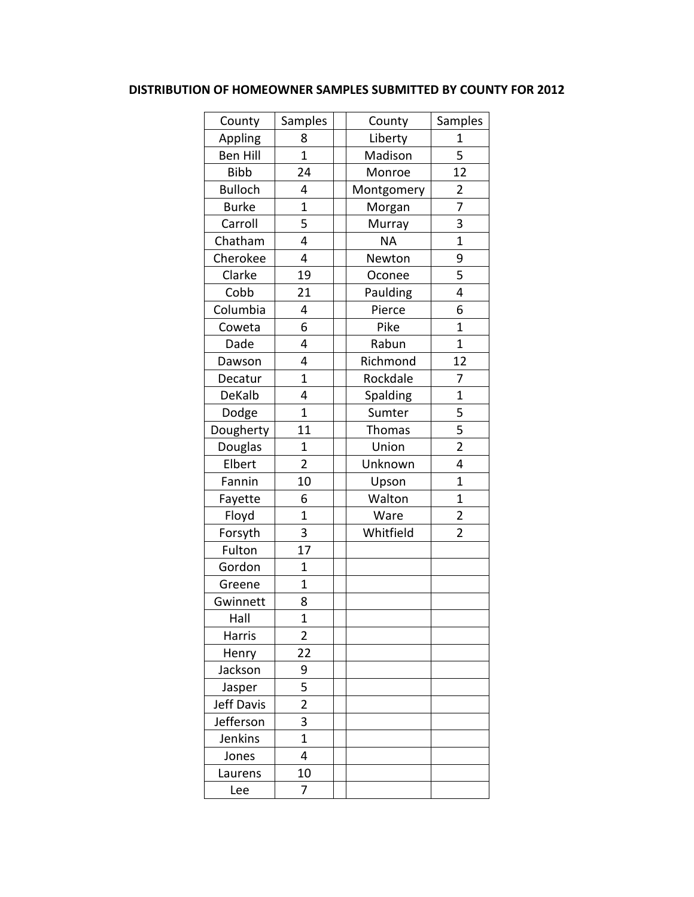**DISTRIBUTION OF HOMEOWNER SAMPLES SUBMITTED BY COUNTY FOR 2012**

| County | Samples | | County | Samples |
|---|---|---|---|---|
| Appling | 8 | | Liberty | 1 |
| Ben Hill | 1 | | Madison | 5 |
| Bibb | 24 | | Monroe | 12 |
| Bulloch | 4 | | Montgomery | 2 |
| Burke | 1 | | Morgan | 7 |
| Carroll | 5 | | Murray | 3 |
| Chatham | 4 | | NA | 1 |
| Cherokee | 4 | | Newton | 9 |
| Clarke | 19 | | Oconee | 5 |
| Cobb | 21 | | Paulding | 4 |
| Columbia | 4 | | Pierce | 6 |
| Coweta | 6 | | Pike | 1 |
| Dade | 4 | | Rabun | 1 |
| Dawson | 4 | | Richmond | 12 |
| Decatur | 1 | | Rockdale | 7 |
| DeKalb | 4 | | Spalding | 1 |
| Dodge | 1 | | Sumter | 5 |
| Dougherty | 11 | | Thomas | 5 |
| Douglas | 1 | | Union | 2 |
| Elbert | 2 | | Unknown | 4 |
| Fannin | 10 | | Upson | 1 |
| Fayette | 6 | | Walton | 1 |
| Floyd | 1 | | Ware | 2 |
| Forsyth | 3 | | Whitfield | 2 |
| Fulton | 17 | | | |
| Gordon | 1 | | | |
| Greene | 1 | | | |
| Gwinnett | 8 | | | |
| Hall | 1 | | | |
| Harris | 2 | | | |
| Henry | 22 | | | |
| Jackson | 9 | | | |
| Jasper | 5 | | | |
| Jeff Davis | 2 | | | |
| Jefferson | 3 | | | |
| Jenkins | 1 | | | |
| Jones | 4 | | | |
| Laurens | 10 | | | |
| Lee | 7 | | | |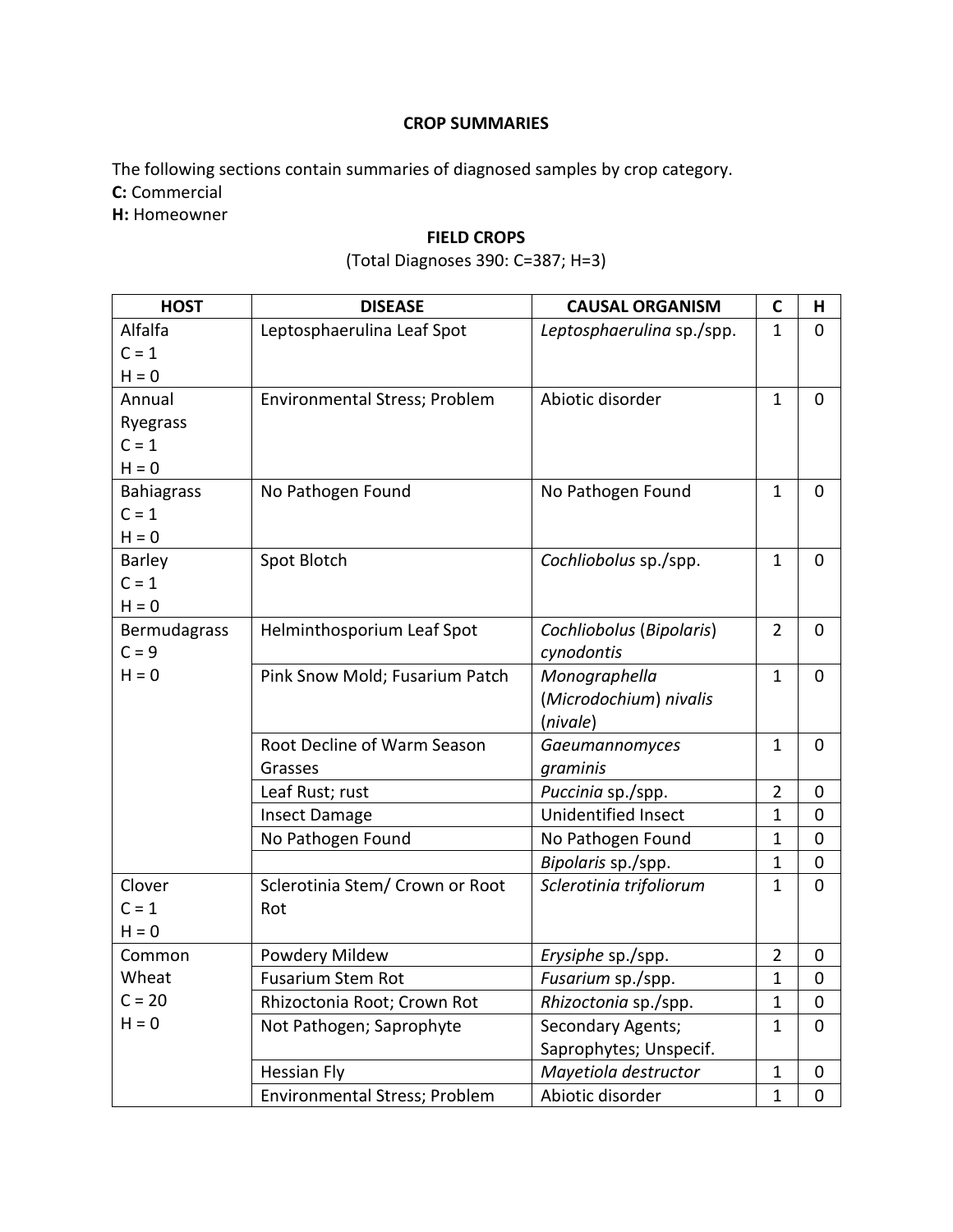**CROP SUMMARIES**

The following sections contain summaries of diagnosed samples by crop category.
**C:** Commercial
**H:** Homeowner

**FIELD CROPS**

(Total Diagnoses 390: C=387; H=3)

| HOST | DISEASE | CAUSAL ORGANISM | C | H |
|---|---|---|---|---|
| Alfalfa C = 1 H = 0 | Leptosphaerulina Leaf Spot | *Leptosphaerulina* sp./spp. | 1 | 0 |
| Annual Ryegrass C = 1 H = 0 | Environmental Stress; Problem | Abiotic disorder | 1 | 0 |
| Bahiagrass C = 1 H = 0 | No Pathogen Found | No Pathogen Found | 1 | 0 |
| Barley C = 1 H = 0 | Spot Blotch | *Cochliobolus* sp./spp. | 1 | 0 |
| Bermudagrass C = 9 H = 0 | Helminthosporium Leaf Spot | *Cochliobolus* (*Bipolaris*) *cynodontis* | 2 | 0 |
| | Pink Snow Mold; Fusarium Patch | *Monographella* (*Microdochium*) *nivalis* (*nivale*) | 1 | 0 |
| | Root Decline of Warm Season Grasses | *Gaeumannomyces graminis* | 1 | 0 |
| | Leaf Rust; rust | *Puccinia* sp./spp. | 2 | 0 |
| | Insect Damage | Unidentified Insect | 1 | 0 |
| | No Pathogen Found | No Pathogen Found | 1 | 0 |
| | | *Bipolaris* sp./spp. | 1 | 0 |
| Clover C = 1 H = 0 | Sclerotinia Stem/ Crown or Root Rot | *Sclerotinia trifoliorum* | 1 | 0 |
| Common Wheat C = 20 H = 0 | Powdery Mildew | *Erysiphe* sp./spp. | 2 | 0 |
| | Fusarium Stem Rot | *Fusarium* sp./spp. | 1 | 0 |
| | Rhizoctonia Root; Crown Rot | *Rhizoctonia* sp./spp. | 1 | 0 |
| | Not Pathogen; Saprophyte | Secondary Agents; Saprophytes; Unspecif. | 1 | 0 |
| | Hessian Fly | *Mayetiola destructor* | 1 | 0 |
| | Environmental Stress; Problem | Abiotic disorder | 1 | 0 |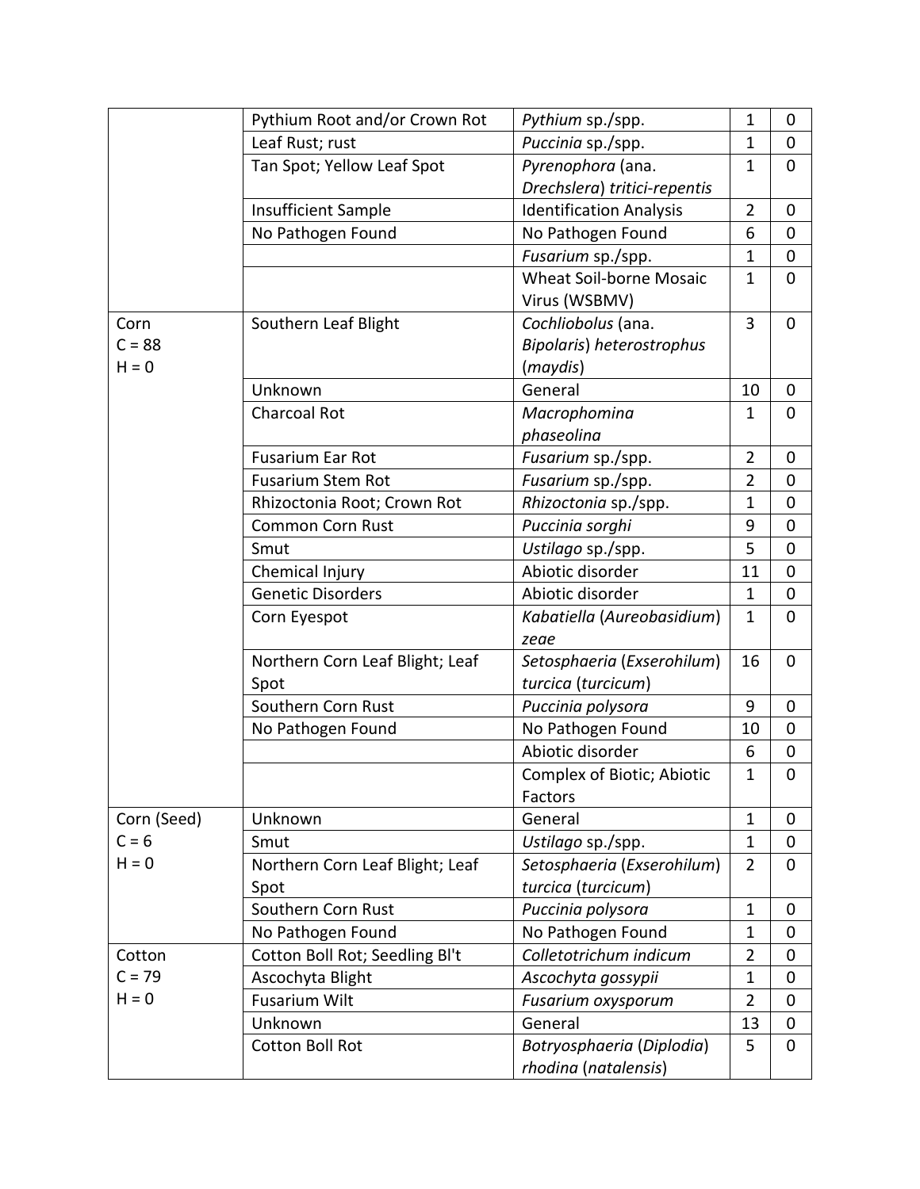| | | | | |
|---|---|---|---|---|
| | Pythium Root and/or Crown Rot | *Pythium* sp./spp. | 1 | 0 |
| | Leaf Rust; rust | *Puccinia* sp./spp. | 1 | 0 |
| | Tan Spot; Yellow Leaf Spot | *Pyrenophora* (ana. *Drechslera*) *tritici-repentis* | 1 | 0 |
| | Insufficient Sample | Identification Analysis | 2 | 0 |
| | No Pathogen Found | No Pathogen Found | 6 | 0 |
| | | *Fusarium* sp./spp. | 1 | 0 |
| | | Wheat Soil-borne Mosaic Virus (WSBMV) | 1 | 0 |
| Corn C = 88 H = 0 | Southern Leaf Blight | *Cochliobolus* (ana. *Bipolaris*) *heterostrophus* (*maydis*) | 3 | 0 |
| | Unknown | General | 10 | 0 |
| | Charcoal Rot | *Macrophomina phaseolina* | 1 | 0 |
| | Fusarium Ear Rot | *Fusarium* sp./spp. | 2 | 0 |
| | Fusarium Stem Rot | *Fusarium* sp./spp. | 2 | 0 |
| | Rhizoctonia Root; Crown Rot | *Rhizoctonia* sp./spp. | 1 | 0 |
| | Common Corn Rust | *Puccinia sorghi* | 9 | 0 |
| | Smut | *Ustilago* sp./spp. | 5 | 0 |
| | Chemical Injury | Abiotic disorder | 11 | 0 |
| | Genetic Disorders | Abiotic disorder | 1 | 0 |
| | Corn Eyespot | *Kabatiella* (*Aureobasidium*) *zeae* | 1 | 0 |
| | Northern Corn Leaf Blight; Leaf Spot | *Setosphaeria* (*Exserohilum*) *turcica* (*turcicum*) | 16 | 0 |
| | Southern Corn Rust | *Puccinia polysora* | 9 | 0 |
| | No Pathogen Found | No Pathogen Found | 10 | 0 |
| | | Abiotic disorder | 6 | 0 |
| | | Complex of Biotic; Abiotic Factors | 1 | 0 |
| Corn (Seed) C = 6 H = 0 | Unknown | General | 1 | 0 |
| | Smut | *Ustilago* sp./spp. | 1 | 0 |
| | Northern Corn Leaf Blight; Leaf Spot | *Setosphaeria* (*Exserohilum*) *turcica* (*turcicum*) | 2 | 0 |
| | Southern Corn Rust | *Puccinia polysora* | 1 | 0 |
| | No Pathogen Found | No Pathogen Found | 1 | 0 |
| Cotton C = 79 H = 0 | Cotton Boll Rot; Seedling Bl't | *Colletotrichum indicum* | 2 | 0 |
| | Ascochyta Blight | *Ascochyta gossypii* | 1 | 0 |
| | Fusarium Wilt | *Fusarium oxysporum* | 2 | 0 |
| | Unknown | General | 13 | 0 |
| | Cotton Boll Rot | *Botryosphaeria* (*Diplodia*) *rhodina* (*natalensis*) | 5 | 0 |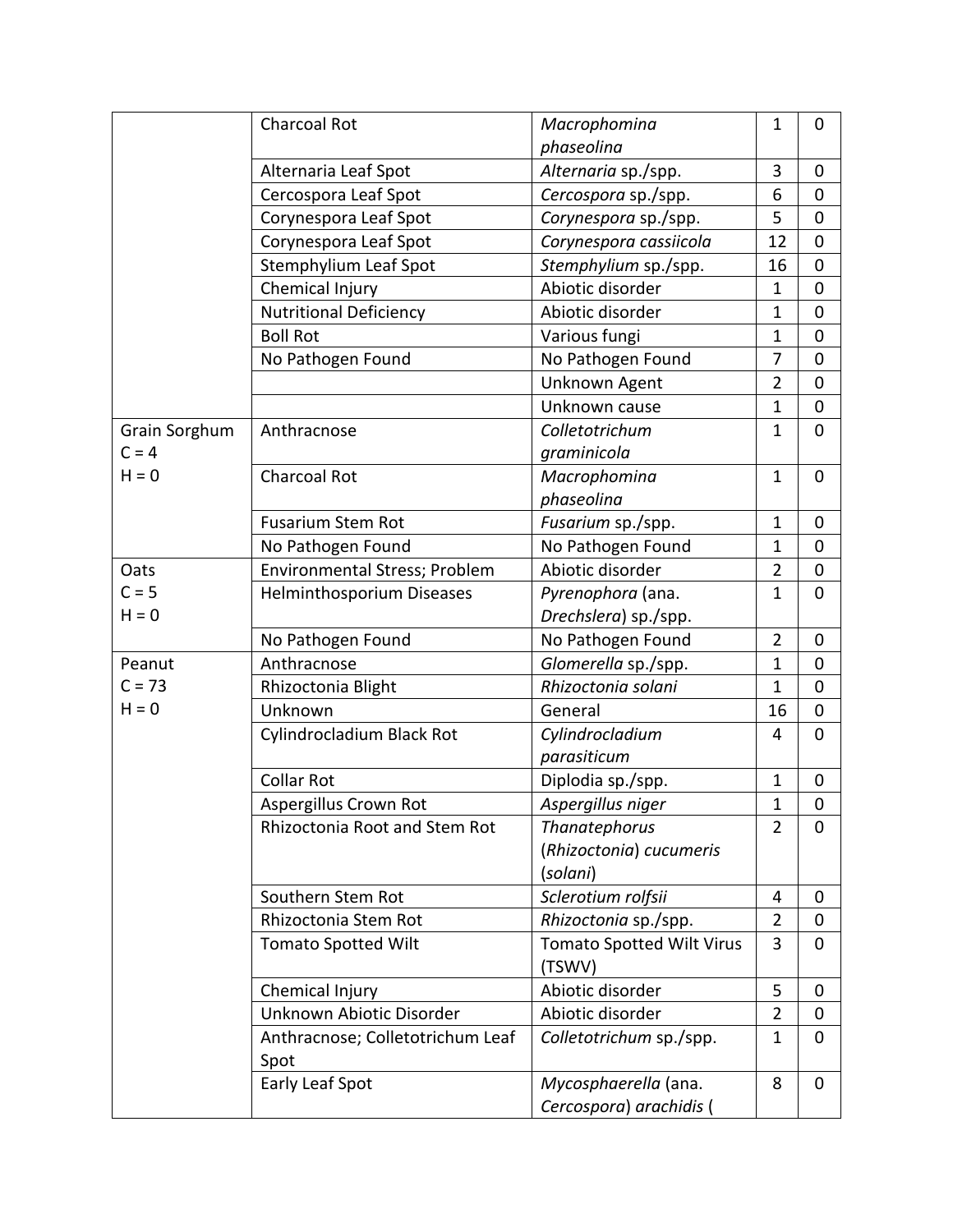| | | | | |
|---|---|---|---|---|
| | Charcoal Rot | *Macrophomina phaseolina* | 1 | 0 |
| | Alternaria Leaf Spot | *Alternaria* sp./spp. | 3 | 0 |
| | Cercospora Leaf Spot | *Cercospora* sp./spp. | 6 | 0 |
| | Corynespora Leaf Spot | *Corynespora* sp./spp. | 5 | 0 |
| | Corynespora Leaf Spot | *Corynespora cassiicola* | 12 | 0 |
| | Stemphylium Leaf Spot | *Stemphylium* sp./spp. | 16 | 0 |
| | Chemical Injury | Abiotic disorder | 1 | 0 |
| | Nutritional Deficiency | Abiotic disorder | 1 | 0 |
| | Boll Rot | Various fungi | 1 | 0 |
| | No Pathogen Found | No Pathogen Found | 7 | 0 |
| | | Unknown Agent | 2 | 0 |
| | | Unknown cause | 1 | 0 |
| Grain Sorghum C = 4 H = 0 | Anthracnose | *Colletotrichum graminicola* | 1 | 0 |
| | Charcoal Rot | *Macrophomina phaseolina* | 1 | 0 |
| | Fusarium Stem Rot | *Fusarium* sp./spp. | 1 | 0 |
| | No Pathogen Found | No Pathogen Found | 1 | 0 |
| Oats C = 5 H = 0 | Environmental Stress; Problem | Abiotic disorder | 2 | 0 |
| | Helminthosporium Diseases | *Pyrenophora* (ana. *Drechslera*) sp./spp. | 1 | 0 |
| | No Pathogen Found | No Pathogen Found | 2 | 0 |
| Peanut C = 73 H = 0 | Anthracnose | *Glomerella* sp./spp. | 1 | 0 |
| | Rhizoctonia Blight | *Rhizoctonia solani* | 1 | 0 |
| | Unknown | General | 16 | 0 |
| | Cylindrocladium Black Rot | *Cylindrocladium parasiticum* | 4 | 0 |
| | Collar Rot | Diplodia sp./spp. | 1 | 0 |
| | Aspergillus Crown Rot | *Aspergillus niger* | 1 | 0 |
| | Rhizoctonia Root and Stem Rot | *Thanatephorus* (*Rhizoctonia*) *cucumeris* (*solani*) | 2 | 0 |
| | Southern Stem Rot | *Sclerotium rolfsii* | 4 | 0 |
| | Rhizoctonia Stem Rot | *Rhizoctonia* sp./spp. | 2 | 0 |
| | Tomato Spotted Wilt | Tomato Spotted Wilt Virus (TSWV) | 3 | 0 |
| | Chemical Injury | Abiotic disorder | 5 | 0 |
| | Unknown Abiotic Disorder | Abiotic disorder | 2 | 0 |
| | Anthracnose; Colletotrichum Leaf Spot | *Colletotrichum* sp./spp. | 1 | 0 |
| | Early Leaf Spot | *Mycosphaerella* (ana. *Cercospora*) *arachidis* ( | 8 | 0 |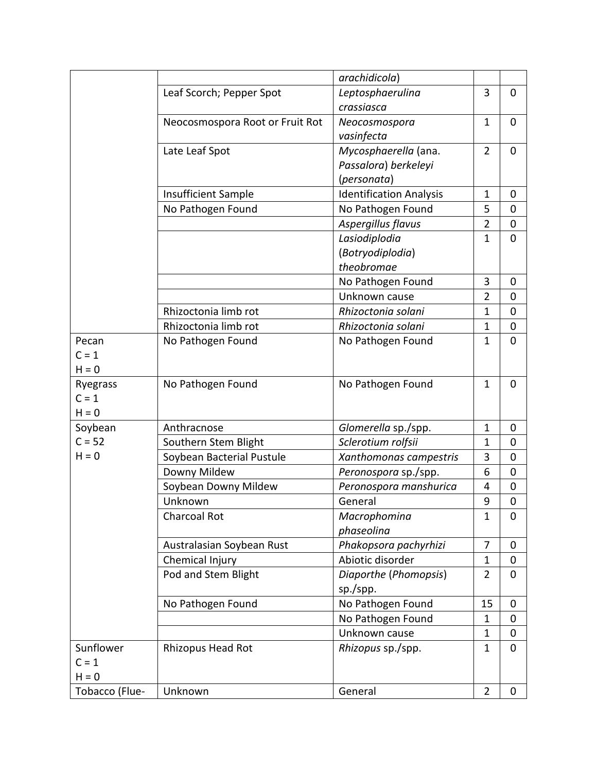| | | | | |
|---|---|---|---|---|
| | | *arachidicola*) | | |
| | Leaf Scorch; Pepper Spot | *Leptosphaerulina crassiasca* | 3 | 0 |
| | Neocosmospora Root or Fruit Rot | *Neocosmospora vasinfecta* | 1 | 0 |
| | Late Leaf Spot | *Mycosphaerella* (ana. *Passalora*) *berkeleyi* (*personata*) | 2 | 0 |
| | Insufficient Sample | Identification Analysis | 1 | 0 |
| | No Pathogen Found | No Pathogen Found | 5 | 0 |
| | | *Aspergillus flavus* | 2 | 0 |
| | | *Lasiodiplodia* (*Botryodiplodia*) *theobromae* | 1 | 0 |
| | | No Pathogen Found | 3 | 0 |
| | | Unknown cause | 2 | 0 |
| | Rhizoctonia limb rot | *Rhizoctonia solani* | 1 | 0 |
| | Rhizoctonia limb rot | *Rhizoctonia solani* | 1 | 0 |
| Pecan C = 1 H = 0 | No Pathogen Found | No Pathogen Found | 1 | 0 |
| Ryegrass C = 1 H = 0 | No Pathogen Found | No Pathogen Found | 1 | 0 |
| Soybean C = 52 H = 0 | Anthracnose | *Glomerella* sp./spp. | 1 | 0 |
| | Southern Stem Blight | *Sclerotium rolfsii* | 1 | 0 |
| | Soybean Bacterial Pustule | *Xanthomonas campestris* | 3 | 0 |
| | Downy Mildew | *Peronospora* sp./spp. | 6 | 0 |
| | Soybean Downy Mildew | *Peronospora manshurica* | 4 | 0 |
| | Unknown | General | 9 | 0 |
| | Charcoal Rot | *Macrophomina phaseolina* | 1 | 0 |
| | Australasian Soybean Rust | *Phakopsora pachyrhizi* | 7 | 0 |
| | Chemical Injury | Abiotic disorder | 1 | 0 |
| | Pod and Stem Blight | *Diaporthe* (*Phomopsis*) sp./spp. | 2 | 0 |
| | No Pathogen Found | No Pathogen Found | 15 | 0 |
| | | No Pathogen Found | 1 | 0 |
| | | Unknown cause | 1 | 0 |
| Sunflower C = 1 H = 0 | Rhizopus Head Rot | *Rhizopus* sp./spp. | 1 | 0 |
| Tobacco (Flue- | Unknown | General | 2 | 0 |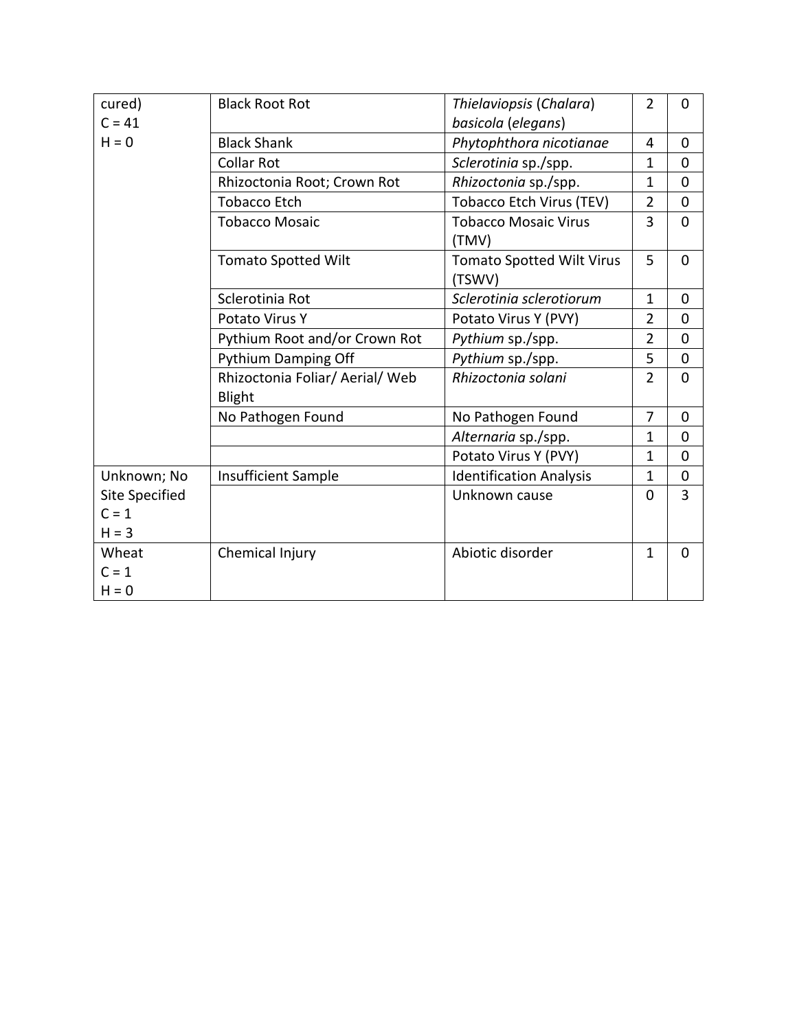| | | | | |
|---|---|---|---|---|
| cured)<br>C = 41<br>H = 0 | Black Root Rot | *Thielaviopsis* (*Chalara*) *basicola* (*elegans*) | 2 | 0 |
| | Black Shank | *Phytophthora nicotianae* | 4 | 0 |
| | Collar Rot | *Sclerotinia* sp./spp. | 1 | 0 |
| | Rhizoctonia Root; Crown Rot | *Rhizoctonia* sp./spp. | 1 | 0 |
| | Tobacco Etch | Tobacco Etch Virus (TEV) | 2 | 0 |
| | Tobacco Mosaic | Tobacco Mosaic Virus (TMV) | 3 | 0 |
| | Tomato Spotted Wilt | Tomato Spotted Wilt Virus (TSWV) | 5 | 0 |
| | Sclerotinia Rot | *Sclerotinia sclerotiorum* | 1 | 0 |
| | Potato Virus Y | Potato Virus Y (PVY) | 2 | 0 |
| | Pythium Root and/or Crown Rot | *Pythium* sp./spp. | 2 | 0 |
| | Pythium Damping Off | *Pythium* sp./spp. | 5 | 0 |
| | Rhizoctonia Foliar/ Aerial/ Web Blight | *Rhizoctonia solani* | 2 | 0 |
| | No Pathogen Found | No Pathogen Found | 7 | 0 |
| | | *Alternaria* sp./spp. | 1 | 0 |
| | | Potato Virus Y (PVY) | 1 | 0 |
| Unknown; No Site Specified<br>C = 1<br>H = 3 | Insufficient Sample | Identification Analysis | 1 | 0 |
| | | Unknown cause | 0 | 3 |
| Wheat<br>C = 1<br>H = 0 | Chemical Injury | Abiotic disorder | 1 | 0 |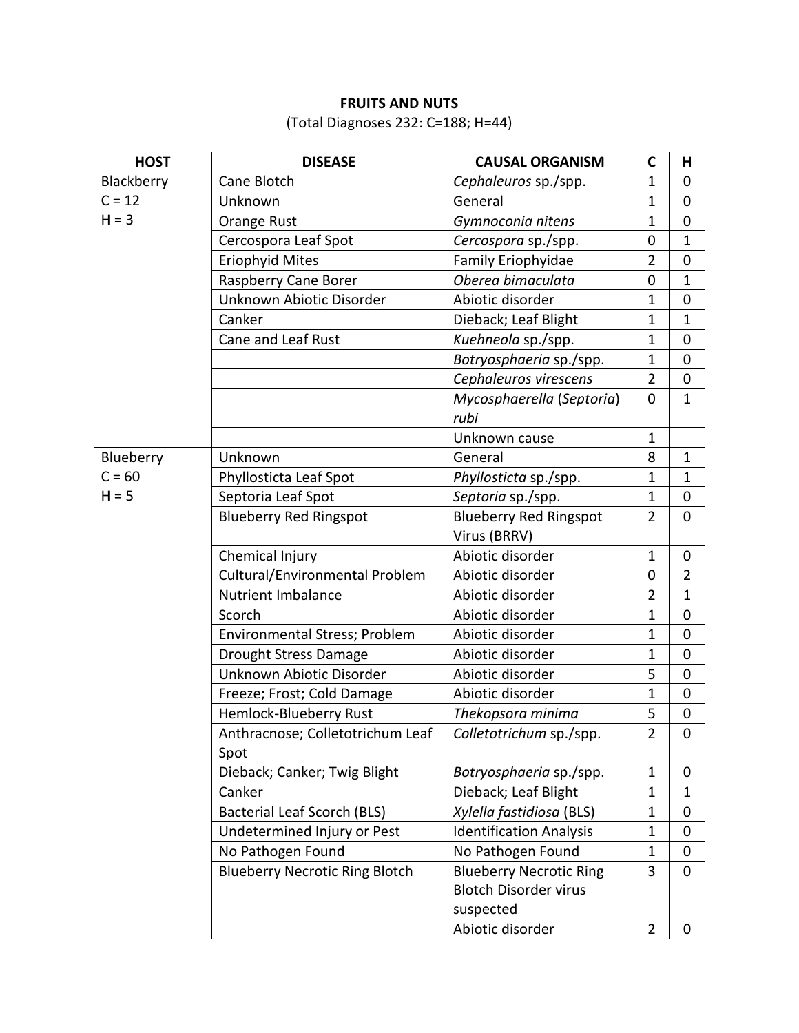**FRUITS AND NUTS**

(Total Diagnoses 232: C=188; H=44)

| HOST | DISEASE | CAUSAL ORGANISM | C | H |
|---|---|---|---|---|
| Blackberry<br>C = 12<br>H = 3 | Cane Blotch | *Cephaleuros* sp./spp. | 1 | 0 |
| | Unknown | General | 1 | 0 |
| | Orange Rust | *Gymnoconia nitens* | 1 | 0 |
| | Cercospora Leaf Spot | *Cercospora* sp./spp. | 0 | 1 |
| | Eriophyid Mites | Family Eriophyidae | 2 | 0 |
| | Raspberry Cane Borer | *Oberea bimaculata* | 0 | 1 |
| | Unknown Abiotic Disorder | Abiotic disorder | 1 | 0 |
| | Canker | Dieback; Leaf Blight | 1 | 1 |
| | Cane and Leaf Rust | *Kuehneola* sp./spp. | 1 | 0 |
| | | *Botryosphaeria* sp./spp. | 1 | 0 |
| | | *Cephaleuros virescens* | 2 | 0 |
| | | *Mycosphaerella* (*Septoria*) *rubi* | 0 | 1 |
| | | Unknown cause | 1 | |
| Blueberry<br>C = 60<br>H = 5 | Unknown | General | 8 | 1 |
| | Phyllosticta Leaf Spot | *Phyllosticta* sp./spp. | 1 | 1 |
| | Septoria Leaf Spot | *Septoria* sp./spp. | 1 | 0 |
| | Blueberry Red Ringspot | Blueberry Red Ringspot Virus (BRRV) | 2 | 0 |
| | Chemical Injury | Abiotic disorder | 1 | 0 |
| | Cultural/Environmental Problem | Abiotic disorder | 0 | 2 |
| | Nutrient Imbalance | Abiotic disorder | 2 | 1 |
| | Scorch | Abiotic disorder | 1 | 0 |
| | Environmental Stress; Problem | Abiotic disorder | 1 | 0 |
| | Drought Stress Damage | Abiotic disorder | 1 | 0 |
| | Unknown Abiotic Disorder | Abiotic disorder | 5 | 0 |
| | Freeze; Frost; Cold Damage | Abiotic disorder | 1 | 0 |
| | Hemlock-Blueberry Rust | *Thekopsora minima* | 5 | 0 |
| | Anthracnose; Colletotrichum Leaf Spot | *Colletotrichum* sp./spp. | 2 | 0 |
| | Dieback; Canker; Twig Blight | *Botryosphaeria* sp./spp. | 1 | 0 |
| | Canker | Dieback; Leaf Blight | 1 | 1 |
| | Bacterial Leaf Scorch (BLS) | *Xylella fastidiosa* (BLS) | 1 | 0 |
| | Undetermined Injury or Pest | Identification Analysis | 1 | 0 |
| | No Pathogen Found | No Pathogen Found | 1 | 0 |
| | Blueberry Necrotic Ring Blotch | Blueberry Necrotic Ring Blotch Disorder virus suspected | 3 | 0 |
| | | Abiotic disorder | 2 | 0 |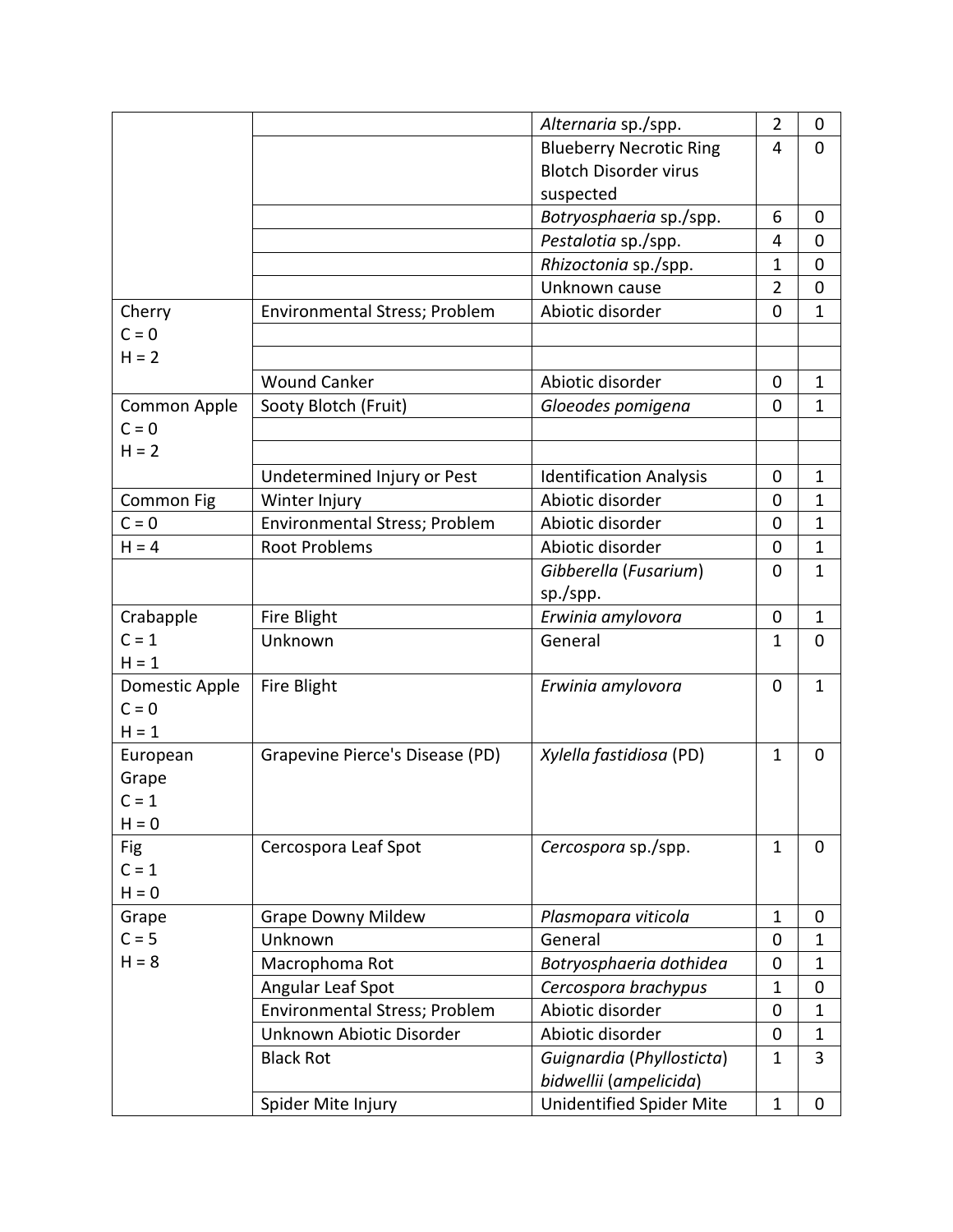| | | | | |
|---|---|---|---|---|
| | | *Alternaria* sp./spp. | 2 | 0 |
| | | Blueberry Necrotic Ring Blotch Disorder virus suspected | 4 | 0 |
| | | *Botryosphaeria* sp./spp. | 6 | 0 |
| | | *Pestalotia* sp./spp. | 4 | 0 |
| | | *Rhizoctonia* sp./spp. | 1 | 0 |
| | | Unknown cause | 2 | 0 |
| Cherry C = 0 H = 2 | Environmental Stress; Problem | Abiotic disorder | 0 | 1 |
| | | | | |
| | | | | |
| | Wound Canker | Abiotic disorder | 0 | 1 |
| Common Apple C = 0 H = 2 | Sooty Blotch (Fruit) | *Gloeodes pomigena* | 0 | 1 |
| | | | | |
| | | | | |
| | Undetermined Injury or Pest | Identification Analysis | 0 | 1 |
| Common Fig | Winter Injury | Abiotic disorder | 0 | 1 |
| C = 0 | Environmental Stress; Problem | Abiotic disorder | 0 | 1 |
| H = 4 | Root Problems | Abiotic disorder | 0 | 1 |
| | | *Gibberella* (*Fusarium*) sp./spp. | 0 | 1 |
| Crabapple C = 1 H = 1 | Fire Blight | *Erwinia amylovora* | 0 | 1 |
| | Unknown | General | 1 | 0 |
| Domestic Apple C = 0 H = 1 | Fire Blight | *Erwinia amylovora* | 0 | 1 |
| European Grape C = 1 H = 0 | Grapevine Pierce's Disease (PD) | *Xylella fastidiosa* (PD) | 1 | 0 |
| Fig C = 1 H = 0 | Cercospora Leaf Spot | *Cercospora* sp./spp. | 1 | 0 |
| Grape C = 5 H = 8 | Grape Downy Mildew | *Plasmopara viticola* | 1 | 0 |
| | Unknown | General | 0 | 1 |
| | Macrophoma Rot | *Botryosphaeria dothidea* | 0 | 1 |
| | Angular Leaf Spot | *Cercospora brachypus* | 1 | 0 |
| | Environmental Stress; Problem | Abiotic disorder | 0 | 1 |
| | Unknown Abiotic Disorder | Abiotic disorder | 0 | 1 |
| | Black Rot | *Guignardia* (*Phyllosticta*) *bidwellii* (*ampelicida*) | 1 | 3 |
| | Spider Mite Injury | Unidentified Spider Mite | 1 | 0 |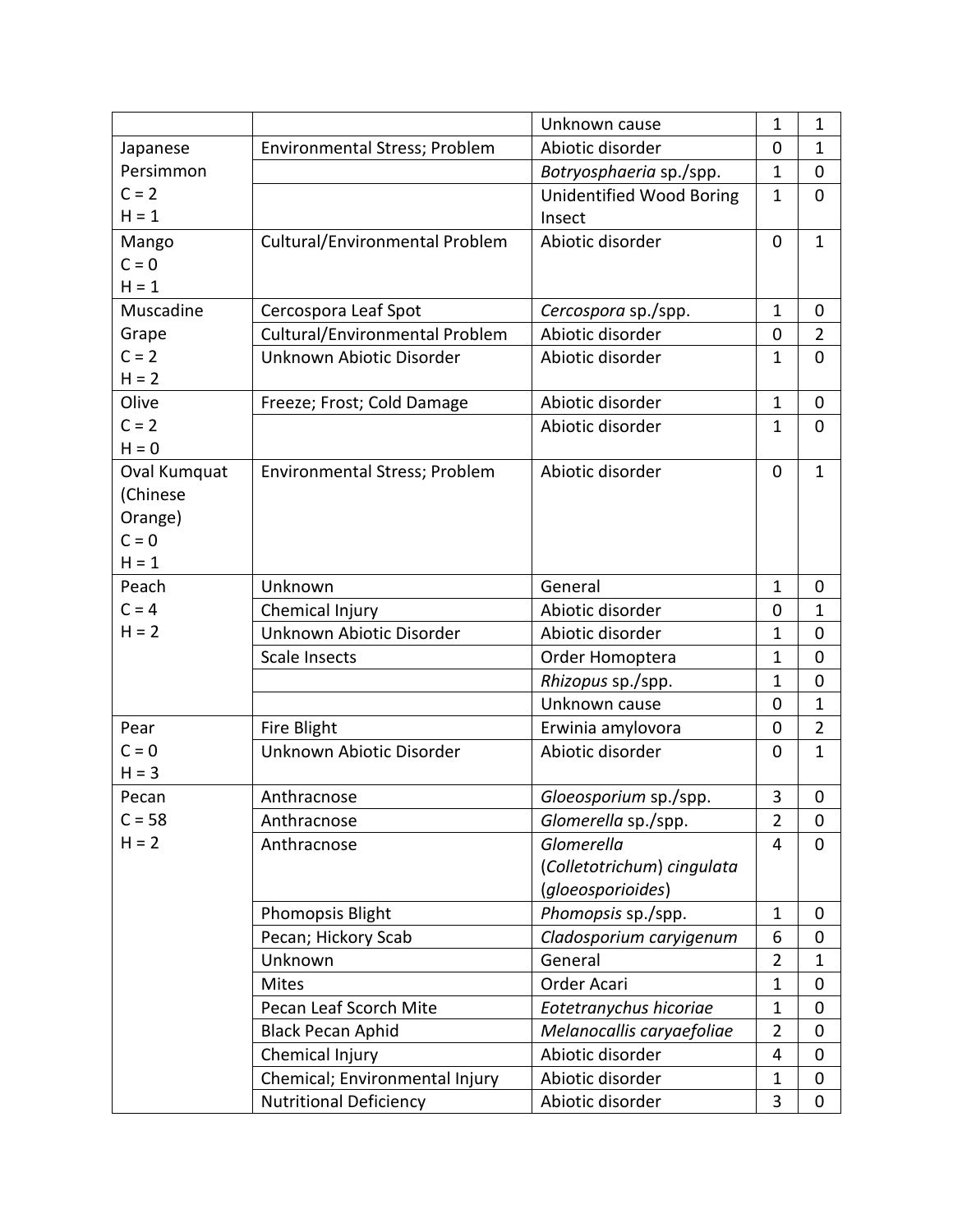| | | | | |
|---|---|---|---|---|
| | | Unknown cause | 1 | 1 |
| Japanese Persimmon C = 2 H = 1 | Environmental Stress; Problem | Abiotic disorder | 0 | 1 |
| | | *Botryosphaeria* sp./spp. | 1 | 0 |
| | | Unidentified Wood Boring Insect | 1 | 0 |
| Mango C = 0 H = 1 | Cultural/Environmental Problem | Abiotic disorder | 0 | 1 |
| Muscadine Grape C = 2 H = 2 | Cercospora Leaf Spot | *Cercospora* sp./spp. | 1 | 0 |
| | Cultural/Environmental Problem | Abiotic disorder | 0 | 2 |
| | Unknown Abiotic Disorder | Abiotic disorder | 1 | 0 |
| Olive C = 2 H = 0 | Freeze; Frost; Cold Damage | Abiotic disorder | 1 | 0 |
| | | Abiotic disorder | 1 | 0 |
| Oval Kumquat (Chinese Orange) C = 0 H = 1 | Environmental Stress; Problem | Abiotic disorder | 0 | 1 |
| Peach C = 4 H = 2 | Unknown | General | 1 | 0 |
| | Chemical Injury | Abiotic disorder | 0 | 1 |
| | Unknown Abiotic Disorder | Abiotic disorder | 1 | 0 |
| | Scale Insects | Order Homoptera | 1 | 0 |
| | | *Rhizopus* sp./spp. | 1 | 0 |
| | | Unknown cause | 0 | 1 |
| Pear C = 0 H = 3 | Fire Blight | Erwinia amylovora | 0 | 2 |
| | Unknown Abiotic Disorder | Abiotic disorder | 0 | 1 |
| Pecan C = 58 H = 2 | Anthracnose | *Gloeosporium* sp./spp. | 3 | 0 |
| | Anthracnose | *Glomerella* sp./spp. | 2 | 0 |
| | Anthracnose | *Glomerella* (*Colletotrichum*) *cingulata* (*gloeosporioides*) | 4 | 0 |
| | Phomopsis Blight | *Phomopsis* sp./spp. | 1 | 0 |
| | Pecan; Hickory Scab | *Cladosporium caryigenum* | 6 | 0 |
| | Unknown | General | 2 | 1 |
| | Mites | Order Acari | 1 | 0 |
| | Pecan Leaf Scorch Mite | *Eotetranychus hicoriae* | 1 | 0 |
| | Black Pecan Aphid | *Melanocallis caryaefoliae* | 2 | 0 |
| | Chemical Injury | Abiotic disorder | 4 | 0 |
| | Chemical; Environmental Injury | Abiotic disorder | 1 | 0 |
| | Nutritional Deficiency | Abiotic disorder | 3 | 0 |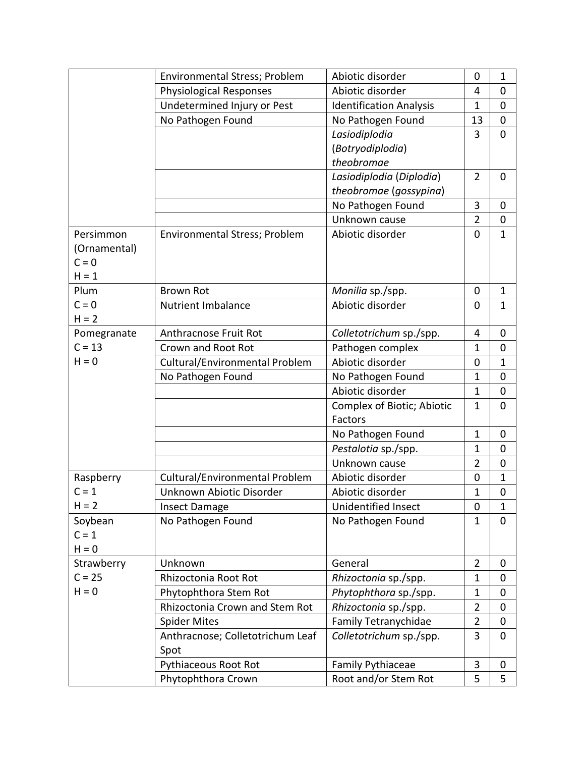| | | | | |
|---|---|---|---|---|
| | Environmental Stress; Problem | Abiotic disorder | 0 | 1 |
| | Physiological Responses | Abiotic disorder | 4 | 0 |
| | Undetermined Injury or Pest | Identification Analysis | 1 | 0 |
| | No Pathogen Found | No Pathogen Found | 13 | 0 |
| | | *Lasiodiplodia* (*Botryodiplodia*) *theobromae* | 3 | 0 |
| | | *Lasiodiplodia* (*Diplodia*) *theobromae* (*gossypina*) | 2 | 0 |
| | | No Pathogen Found | 3 | 0 |
| | | Unknown cause | 2 | 0 |
| Persimmon (Ornamental) C = 0 H = 1 | Environmental Stress; Problem | Abiotic disorder | 0 | 1 |
| Plum C = 0 H = 2 | Brown Rot | *Monilia* sp./spp. | 0 | 1 |
| | Nutrient Imbalance | Abiotic disorder | 0 | 1 |
| Pomegranate C = 13 H = 0 | Anthracnose Fruit Rot | *Colletotrichum* sp./spp. | 4 | 0 |
| | Crown and Root Rot | Pathogen complex | 1 | 0 |
| | Cultural/Environmental Problem | Abiotic disorder | 0 | 1 |
| | No Pathogen Found | No Pathogen Found | 1 | 0 |
| | | Abiotic disorder | 1 | 0 |
| | | Complex of Biotic; Abiotic Factors | 1 | 0 |
| | | No Pathogen Found | 1 | 0 |
| | | *Pestalotia* sp./spp. | 1 | 0 |
| | | Unknown cause | 2 | 0 |
| Raspberry C = 1 H = 2 | Cultural/Environmental Problem | Abiotic disorder | 0 | 1 |
| | Unknown Abiotic Disorder | Abiotic disorder | 1 | 0 |
| | Insect Damage | Unidentified Insect | 0 | 1 |
| Soybean C = 1 H = 0 | No Pathogen Found | No Pathogen Found | 1 | 0 |
| Strawberry C = 25 H = 0 | Unknown | General | 2 | 0 |
| | Rhizoctonia Root Rot | *Rhizoctonia* sp./spp. | 1 | 0 |
| | Phytophthora Stem Rot | *Phytophthora* sp./spp. | 1 | 0 |
| | Rhizoctonia Crown and Stem Rot | *Rhizoctonia* sp./spp. | 2 | 0 |
| | Spider Mites | Family Tetranychidae | 2 | 0 |
| | Anthracnose; Colletotrichum Leaf Spot | *Colletotrichum* sp./spp. | 3 | 0 |
| | Pythiaceous Root Rot | Family Pythiaceae | 3 | 0 |
| | Phytophthora Crown | Root and/or Stem Rot | 5 | 5 |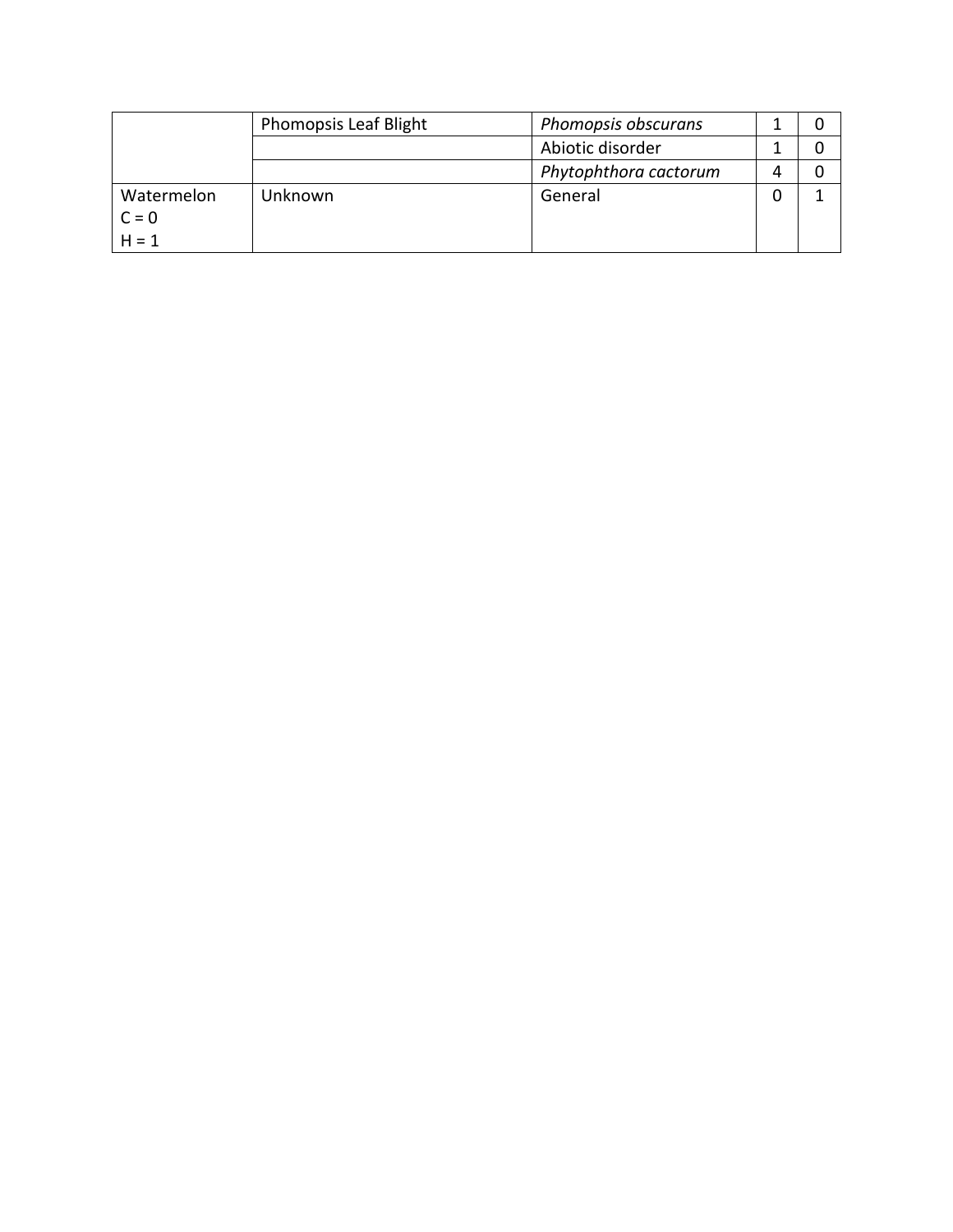| | | | | |
|---|---|---|---|---|
| | Phomopsis Leaf Blight | *Phomopsis obscurans* | 1 | 0 |
| | | Abiotic disorder | 1 | 0 |
| | | *Phytophthora cactorum* | 4 | 0 |
| Watermelon<br>C = 0<br>H = 1 | Unknown | General | 0 | 1 |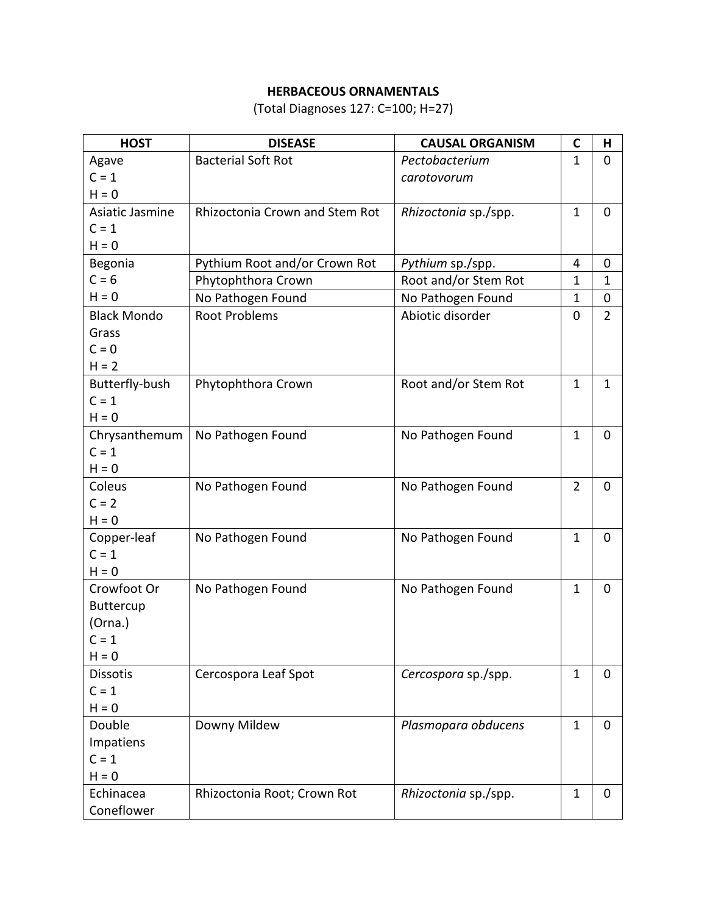**HERBACEOUS ORNAMENTALS**

(Total Diagnoses 127: C=100; H=27)

| HOST | DISEASE | CAUSAL ORGANISM | C | H |
|---|---|---|---|---|
| Agave C = 1 H = 0 | Bacterial Soft Rot | *Pectobacterium carotovorum* | 1 | 0 |
| Asiatic Jasmine C = 1 H = 0 | Rhizoctonia Crown and Stem Rot | *Rhizoctonia* sp./spp. | 1 | 0 |
| Begonia C = 6 H = 0 | Pythium Root and/or Crown Rot | *Pythium* sp./spp. | 4 | 0 |
| | Phytophthora Crown | Root and/or Stem Rot | 1 | 1 |
| | No Pathogen Found | No Pathogen Found | 1 | 0 |
| Black Mondo Grass C = 0 H = 2 | Root Problems | Abiotic disorder | 0 | 2 |
| Butterfly-bush C = 1 H = 0 | Phytophthora Crown | Root and/or Stem Rot | 1 | 1 |
| Chrysanthemum C = 1 H = 0 | No Pathogen Found | No Pathogen Found | 1 | 0 |
| Coleus C = 2 H = 0 | No Pathogen Found | No Pathogen Found | 2 | 0 |
| Copper-leaf C = 1 H = 0 | No Pathogen Found | No Pathogen Found | 1 | 0 |
| Crowfoot Or Buttercup (Orna.) C = 1 H = 0 | No Pathogen Found | No Pathogen Found | 1 | 0 |
| Dissotis C = 1 H = 0 | Cercospora Leaf Spot | *Cercospora* sp./spp. | 1 | 0 |
| Double Impatiens C = 1 H = 0 | Downy Mildew | *Plasmopara obducens* | 1 | 0 |
| Echinacea Coneflower | Rhizoctonia Root; Crown Rot | *Rhizoctonia* sp./spp. | 1 | 0 |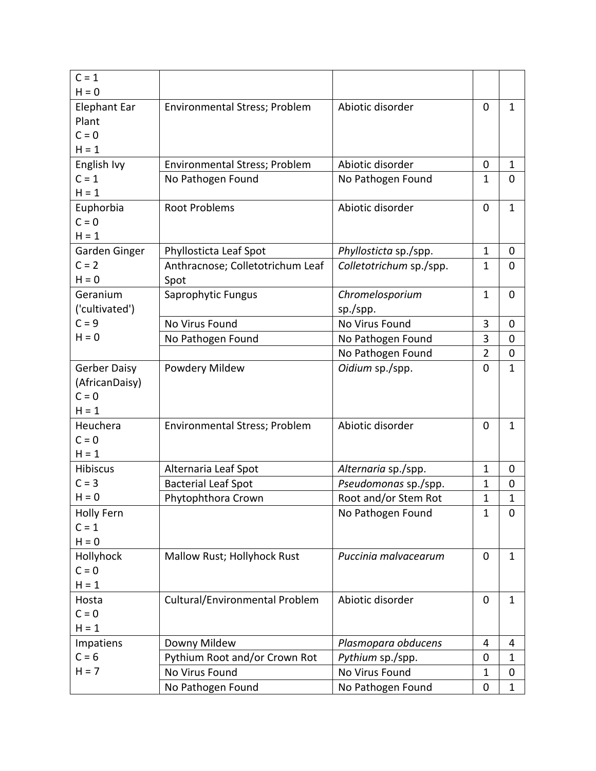| | | | | |
|---|---|---|---|---|
| C = 1<br>H = 0 | | | | |
| Elephant Ear Plant<br>C = 0<br>H = 1 | Environmental Stress; Problem | Abiotic disorder | 0 | 1 |
| English Ivy<br>C = 1<br>H = 1 | Environmental Stress; Problem | Abiotic disorder | 0 | 1 |
| | No Pathogen Found | No Pathogen Found | 1 | 0 |
| Euphorbia<br>C = 0<br>H = 1 | Root Problems | Abiotic disorder | 0 | 1 |
| Garden Ginger<br>C = 2<br>H = 0 | Phyllosticta Leaf Spot | *Phyllosticta* sp./spp. | 1 | 0 |
| | Anthracnose; Colletotrichum Leaf Spot | *Colletotrichum* sp./spp. | 1 | 0 |
| Geranium ('cultivated')<br>C = 9<br>H = 0 | Saprophytic Fungus | *Chromelosporium* sp./spp. | 1 | 0 |
| | No Virus Found | No Virus Found | 3 | 0 |
| | No Pathogen Found | No Pathogen Found | 3 | 0 |
| | | No Pathogen Found | 2 | 0 |
| Gerber Daisy (AfricanDaisy)<br>C = 0<br>H = 1 | Powdery Mildew | *Oidium* sp./spp. | 0 | 1 |
| Heuchera<br>C = 0<br>H = 1 | Environmental Stress; Problem | Abiotic disorder | 0 | 1 |
| Hibiscus<br>C = 3<br>H = 0 | Alternaria Leaf Spot | *Alternaria* sp./spp. | 1 | 0 |
| | Bacterial Leaf Spot | *Pseudomonas* sp./spp. | 1 | 0 |
| | Phytophthora Crown | Root and/or Stem Rot | 1 | 1 |
| Holly Fern<br>C = 1<br>H = 0 | | No Pathogen Found | 1 | 0 |
| Hollyhock<br>C = 0<br>H = 1 | Mallow Rust; Hollyhock Rust | *Puccinia malvacearum* | 0 | 1 |
| Hosta<br>C = 0<br>H = 1 | Cultural/Environmental Problem | Abiotic disorder | 0 | 1 |
| Impatiens<br>C = 6<br>H = 7 | Downy Mildew | *Plasmopara obducens* | 4 | 4 |
| | Pythium Root and/or Crown Rot | *Pythium* sp./spp. | 0 | 1 |
| | No Virus Found | No Virus Found | 1 | 0 |
| | No Pathogen Found | No Pathogen Found | 0 | 1 |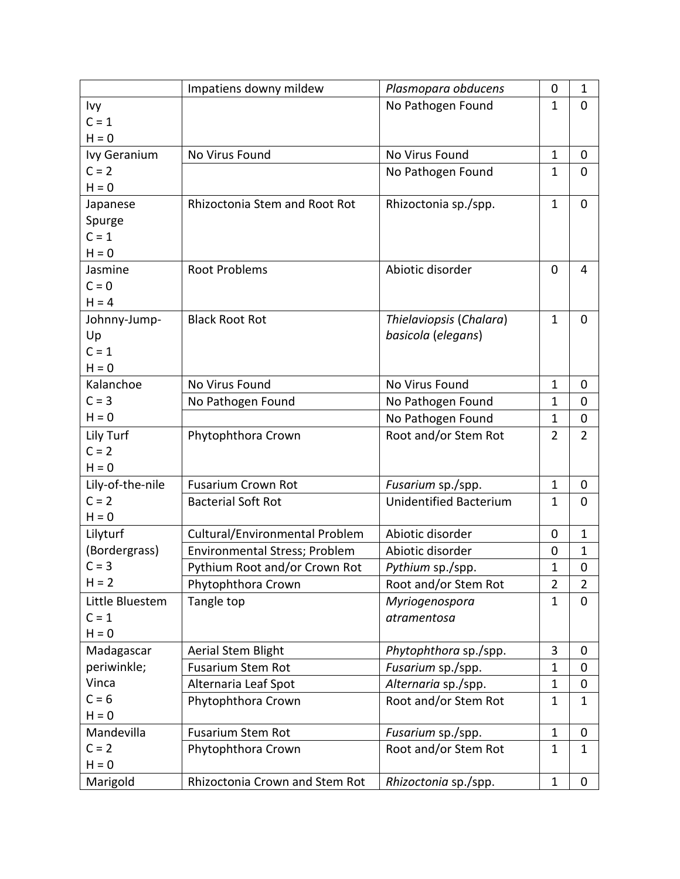| | | | | |
|---|---|---|---|---|
| | Impatiens downy mildew | *Plasmopara obducens* | 0 | 1 |
| Ivy<br>C = 1<br>H = 0 | | No Pathogen Found | 1 | 0 |
| Ivy Geranium | No Virus Found | No Virus Found | 1 | 0 |
| C = 2<br>H = 0 | | No Pathogen Found | 1 | 0 |
| Japanese Spurge<br>C = 1<br>H = 0 | Rhizoctonia Stem and Root Rot | Rhizoctonia sp./spp. | 1 | 0 |
| Jasmine<br>C = 0<br>H = 4 | Root Problems | Abiotic disorder | 0 | 4 |
| Johnny-Jump-Up<br>C = 1<br>H = 0 | Black Root Rot | *Thielaviopsis* (*Chalara*) *basicola* (*elegans*) | 1 | 0 |
| Kalanchoe | No Virus Found | No Virus Found | 1 | 0 |
| C = 3 | No Pathogen Found | No Pathogen Found | 1 | 0 |
| H = 0 | | No Pathogen Found | 1 | 0 |
| Lily Turf<br>C = 2<br>H = 0 | Phytophthora Crown | Root and/or Stem Rot | 2 | 2 |
| Lily-of-the-nile | Fusarium Crown Rot | *Fusarium* sp./spp. | 1 | 0 |
| C = 2<br>H = 0 | Bacterial Soft Rot | Unidentified Bacterium | 1 | 0 |
| Lilyturf | Cultural/Environmental Problem | Abiotic disorder | 0 | 1 |
| (Bordergrass) | Environmental Stress; Problem | Abiotic disorder | 0 | 1 |
| C = 3 | Pythium Root and/or Crown Rot | *Pythium* sp./spp. | 1 | 0 |
| H = 2 | Phytophthora Crown | Root and/or Stem Rot | 2 | 2 |
| Little Bluestem<br>C = 1<br>H = 0 | Tangle top | *Myriogenospora atramentosa* | 1 | 0 |
| Madagascar | Aerial Stem Blight | *Phytophthora* sp./spp. | 3 | 0 |
| periwinkle; | Fusarium Stem Rot | *Fusarium* sp./spp. | 1 | 0 |
| Vinca | Alternaria Leaf Spot | *Alternaria* sp./spp. | 1 | 0 |
| C = 6<br>H = 0 | Phytophthora Crown | Root and/or Stem Rot | 1 | 1 |
| Mandevilla | Fusarium Stem Rot | *Fusarium* sp./spp. | 1 | 0 |
| C = 2<br>H = 0 | Phytophthora Crown | Root and/or Stem Rot | 1 | 1 |
| Marigold | Rhizoctonia Crown and Stem Rot | *Rhizoctonia* sp./spp. | 1 | 0 |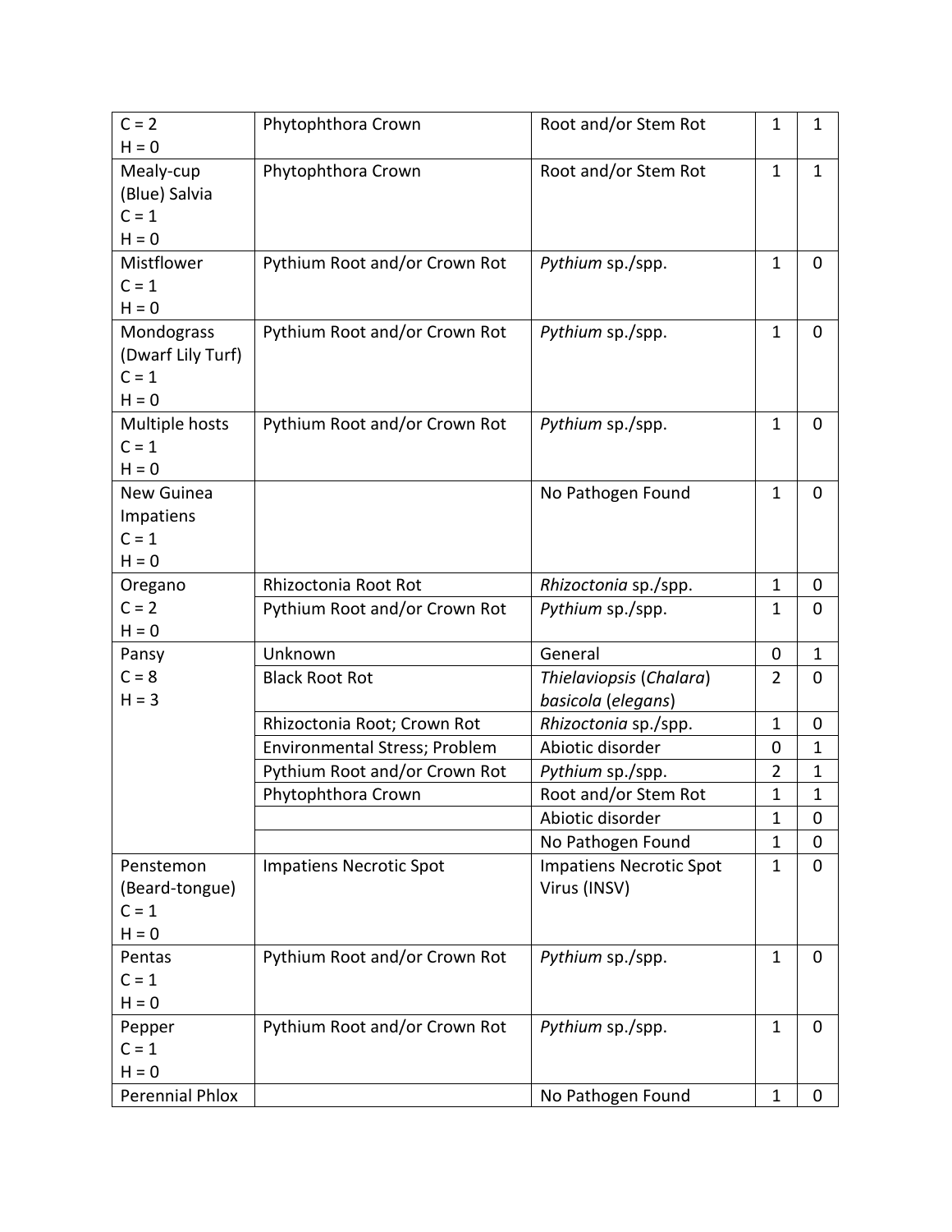| | | | | |
|---|---|---|---|---|
| C = 2<br>H = 0 | Phytophthora Crown | Root and/or Stem Rot | 1 | 1 |
| Mealy-cup (Blue) Salvia<br>C = 1<br>H = 0 | Phytophthora Crown | Root and/or Stem Rot | 1 | 1 |
| Mistflower<br>C = 1<br>H = 0 | Pythium Root and/or Crown Rot | *Pythium* sp./spp. | 1 | 0 |
| Mondograss (Dwarf Lily Turf)<br>C = 1<br>H = 0 | Pythium Root and/or Crown Rot | *Pythium* sp./spp. | 1 | 0 |
| Multiple hosts<br>C = 1<br>H = 0 | Pythium Root and/or Crown Rot | *Pythium* sp./spp. | 1 | 0 |
| New Guinea Impatiens<br>C = 1<br>H = 0 | | No Pathogen Found | 1 | 0 |
| Oregano<br>C = 2<br>H = 0 | Rhizoctonia Root Rot | *Rhizoctonia* sp./spp. | 1 | 0 |
| | Pythium Root and/or Crown Rot | *Pythium* sp./spp. | 1 | 0 |
| Pansy<br>C = 8<br>H = 3 | Unknown | General | 0 | 1 |
| | Black Root Rot | *Thielaviopsis* (*Chalara*) *basicola* (*elegans*) | 2 | 0 |
| | Rhizoctonia Root; Crown Rot | *Rhizoctonia* sp./spp. | 1 | 0 |
| | Environmental Stress; Problem | Abiotic disorder | 0 | 1 |
| | Pythium Root and/or Crown Rot | *Pythium* sp./spp. | 2 | 1 |
| | Phytophthora Crown | Root and/or Stem Rot | 1 | 1 |
| | | Abiotic disorder | 1 | 0 |
| | | No Pathogen Found | 1 | 0 |
| Penstemon (Beard-tongue)<br>C = 1<br>H = 0 | Impatiens Necrotic Spot | Impatiens Necrotic Spot Virus (INSV) | 1 | 0 |
| Pentas<br>C = 1<br>H = 0 | Pythium Root and/or Crown Rot | *Pythium* sp./spp. | 1 | 0 |
| Pepper<br>C = 1<br>H = 0 | Pythium Root and/or Crown Rot | *Pythium* sp./spp. | 1 | 0 |
| Perennial Phlox | | No Pathogen Found | 1 | 0 |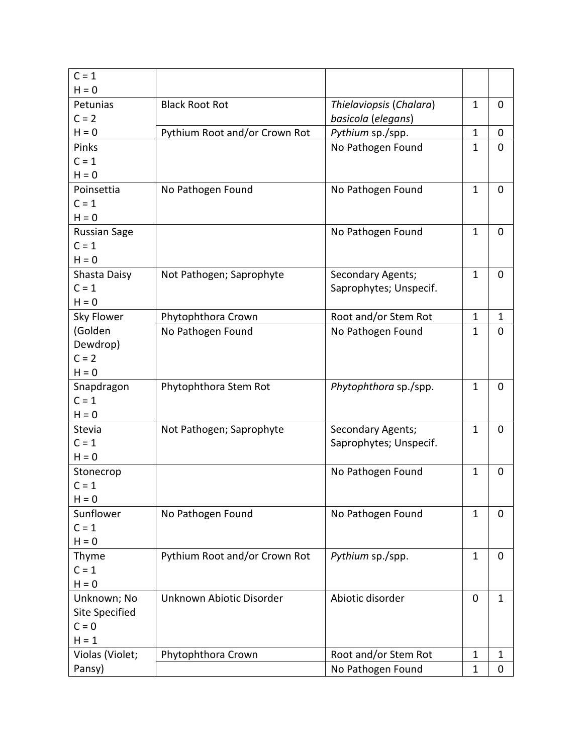| | | | | |
|---|---|---|---|---|
| C = 1<br>H = 0 | | | | |
| Petunias<br>C = 2<br>H = 0 | Black Root Rot | *Thielaviopsis* (*Chalara*) *basicola* (*elegans*) | 1 | 0 |
| | Pythium Root and/or Crown Rot | *Pythium* sp./spp. | 1 | 0 |
| Pinks<br>C = 1<br>H = 0 | | No Pathogen Found | 1 | 0 |
| Poinsettia<br>C = 1<br>H = 0 | No Pathogen Found | No Pathogen Found | 1 | 0 |
| Russian Sage<br>C = 1<br>H = 0 | | No Pathogen Found | 1 | 0 |
| Shasta Daisy<br>C = 1<br>H = 0 | Not Pathogen; Saprophyte | Secondary Agents; Saprophytes; Unspecif. | 1 | 0 |
| Sky Flower (Golden Dewdrop)<br>C = 2<br>H = 0 | Phytophthora Crown | Root and/or Stem Rot | 1 | 1 |
| | No Pathogen Found | No Pathogen Found | 1 | 0 |
| Snapdragon<br>C = 1<br>H = 0 | Phytophthora Stem Rot | *Phytophthora* sp./spp. | 1 | 0 |
| Stevia<br>C = 1<br>H = 0 | Not Pathogen; Saprophyte | Secondary Agents; Saprophytes; Unspecif. | 1 | 0 |
| Stonecrop<br>C = 1<br>H = 0 | | No Pathogen Found | 1 | 0 |
| Sunflower<br>C = 1<br>H = 0 | No Pathogen Found | No Pathogen Found | 1 | 0 |
| Thyme<br>C = 1<br>H = 0 | Pythium Root and/or Crown Rot | *Pythium* sp./spp. | 1 | 0 |
| Unknown; No Site Specified<br>C = 0<br>H = 1 | Unknown Abiotic Disorder | Abiotic disorder | 0 | 1 |
| Violas (Violet; Pansy) | Phytophthora Crown | Root and/or Stem Rot | 1 | 1 |
| | | No Pathogen Found | 1 | 0 |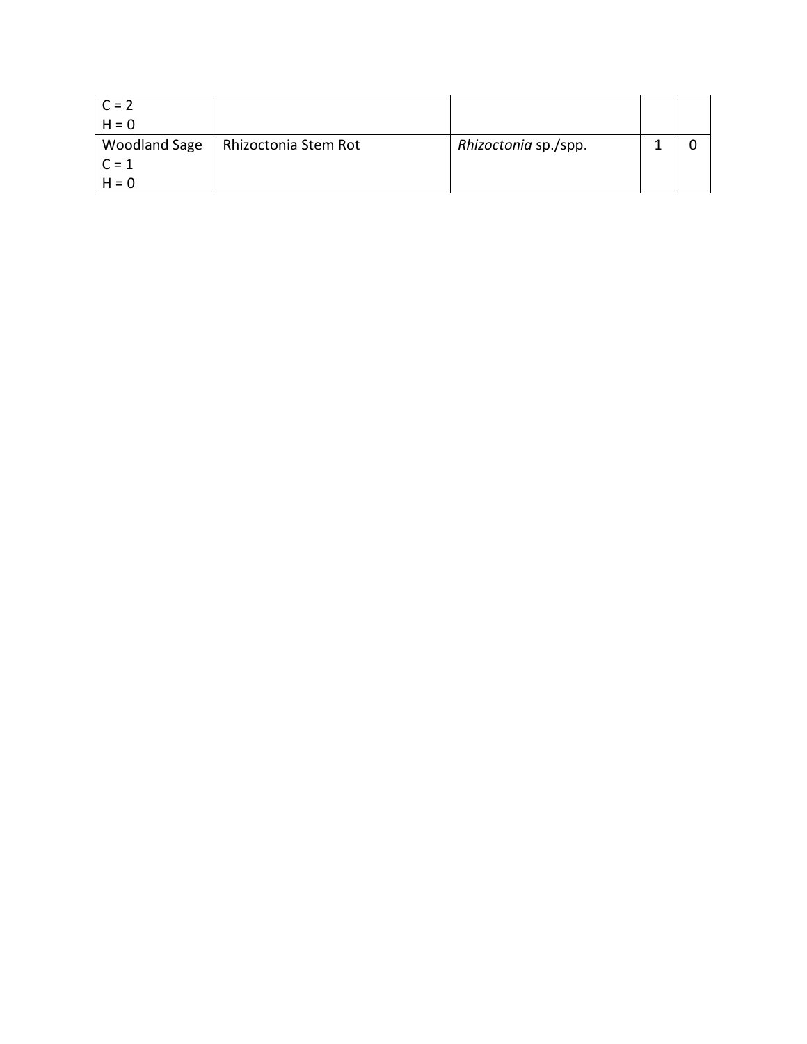| | | | | |
|---|---|---|---|---|
| C = 2<br>H = 0 | | | | |
| Woodland Sage<br>C = 1<br>H = 0 | Rhizoctonia Stem Rot | *Rhizoctonia* sp./spp. | 1 | 0 |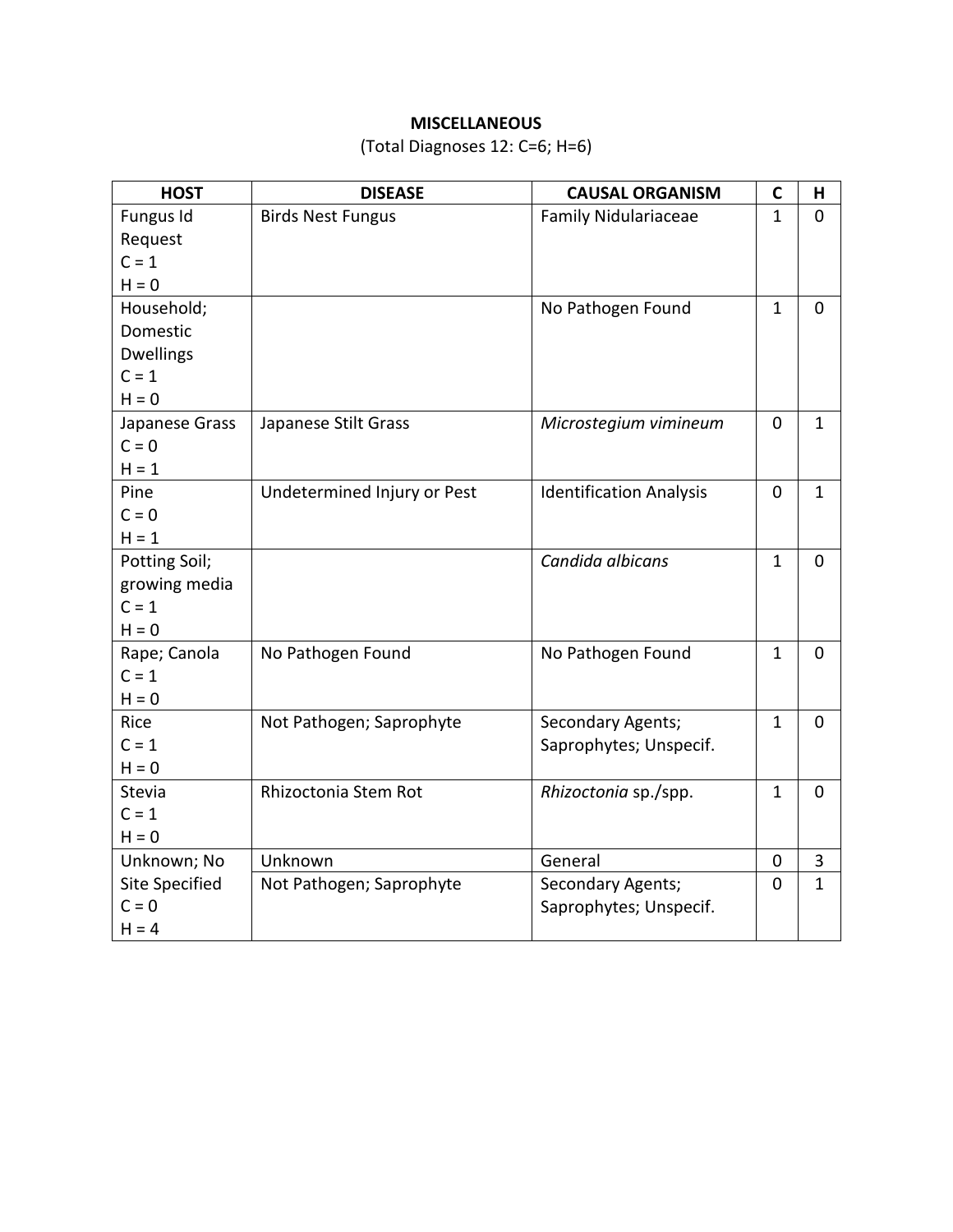**MISCELLANEOUS**

(Total Diagnoses 12: C=6; H=6)

| HOST | DISEASE | CAUSAL ORGANISM | C | H |
|---|---|---|---|---|
| Fungus Id Request C = 1 H = 0 | Birds Nest Fungus | Family Nidulariaceae | 1 | 0 |
| Household; Domestic Dwellings C = 1 H = 0 | | No Pathogen Found | 1 | 0 |
| Japanese Grass C = 0 H = 1 | Japanese Stilt Grass | *Microstegium vimineum* | 0 | 1 |
| Pine C = 0 H = 1 | Undetermined Injury or Pest | Identification Analysis | 0 | 1 |
| Potting Soil; growing media C = 1 H = 0 | | *Candida albicans* | 1 | 0 |
| Rape; Canola C = 1 H = 0 | No Pathogen Found | No Pathogen Found | 1 | 0 |
| Rice C = 1 H = 0 | Not Pathogen; Saprophyte | Secondary Agents; Saprophytes; Unspecif. | 1 | 0 |
| Stevia C = 1 H = 0 | Rhizoctonia Stem Rot | *Rhizoctonia* sp./spp. | 1 | 0 |
| Unknown; No Site Specified C = 0 H = 4 | Unknown | General | 0 | 3 |
| | Not Pathogen; Saprophyte | Secondary Agents; Saprophytes; Unspecif. | 0 | 1 |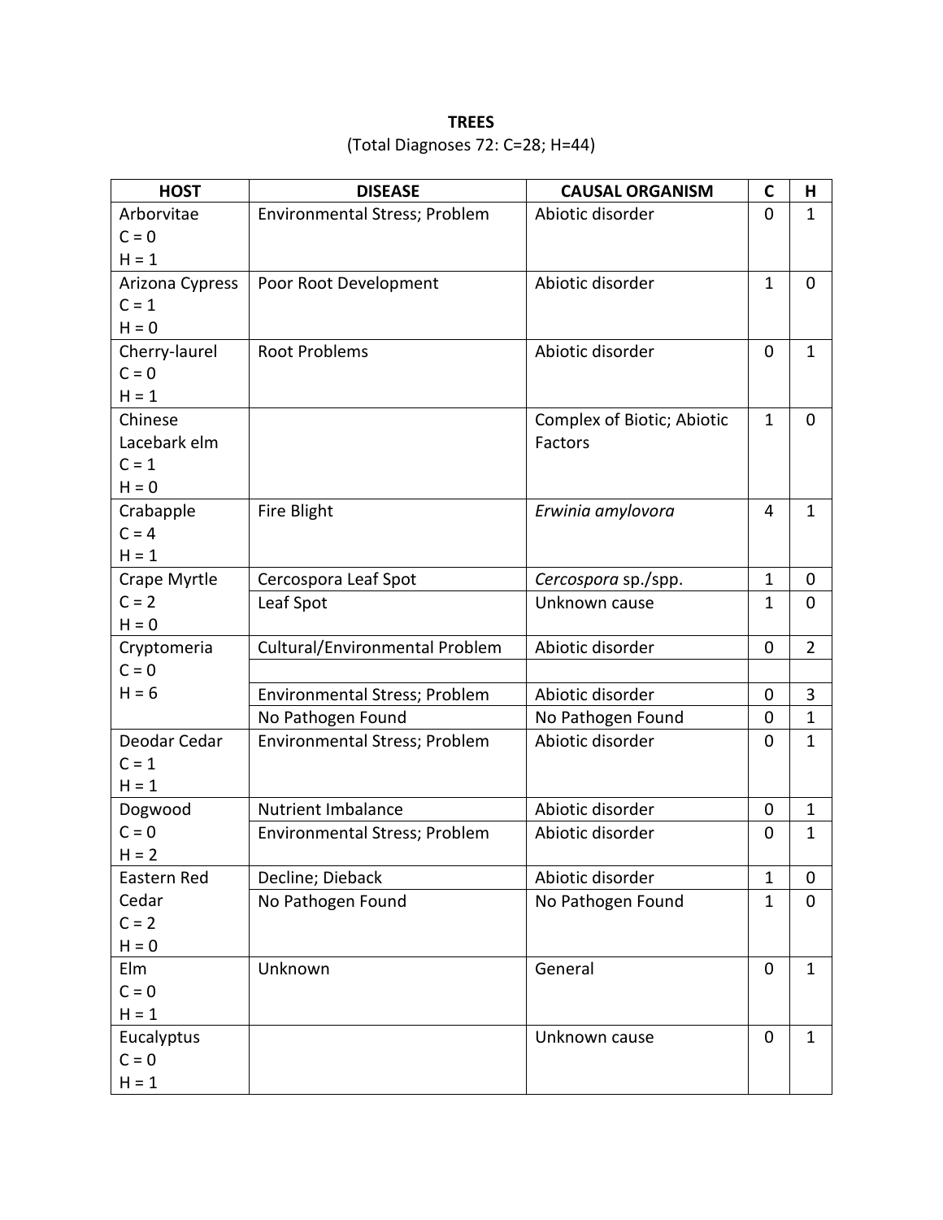**TREES**

(Total Diagnoses 72: C=28; H=44)

| HOST | DISEASE | CAUSAL ORGANISM | C | H |
|---|---|---|---|---|
| Arborvitae C = 0 H = 1 | Environmental Stress; Problem | Abiotic disorder | 0 | 1 |
| Arizona Cypress C = 1 H = 0 | Poor Root Development | Abiotic disorder | 1 | 0 |
| Cherry-laurel C = 0 H = 1 | Root Problems | Abiotic disorder | 0 | 1 |
| Chinese Lacebark elm C = 1 H = 0 | | Complex of Biotic; Abiotic Factors | 1 | 0 |
| Crabapple C = 4 H = 1 | Fire Blight | *Erwinia amylovora* | 4 | 1 |
| Crape Myrtle C = 2 H = 0 | Cercospora Leaf Spot | *Cercospora* sp./spp. | 1 | 0 |
| | Leaf Spot | Unknown cause | 1 | 0 |
| Cryptomeria C = 0 H = 6 | Cultural/Environmental Problem | Abiotic disorder | 0 | 2 |
| | | | | |
| | Environmental Stress; Problem | Abiotic disorder | 0 | 3 |
| | No Pathogen Found | No Pathogen Found | 0 | 1 |
| Deodar Cedar C = 1 H = 1 | Environmental Stress; Problem | Abiotic disorder | 0 | 1 |
| Dogwood C = 0 H = 2 | Nutrient Imbalance | Abiotic disorder | 0 | 1 |
| | Environmental Stress; Problem | Abiotic disorder | 0 | 1 |
| Eastern Red Cedar C = 2 H = 0 | Decline; Dieback | Abiotic disorder | 1 | 0 |
| | No Pathogen Found | No Pathogen Found | 1 | 0 |
| Elm C = 0 H = 1 | Unknown | General | 0 | 1 |
| Eucalyptus C = 0 H = 1 | | Unknown cause | 0 | 1 |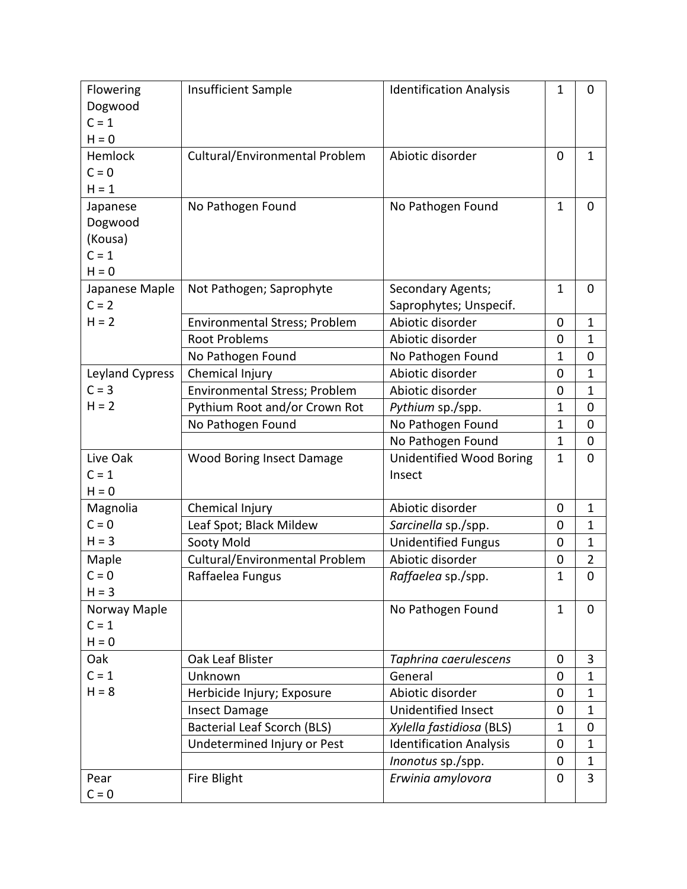| | | | | |
|---|---|---|---|---|
| Flowering Dogwood<br>C = 1<br>H = 0 | Insufficient Sample | Identification Analysis | 1 | 0 |
| Hemlock<br>C = 0<br>H = 1 | Cultural/Environmental Problem | Abiotic disorder | 0 | 1 |
| Japanese Dogwood (Kousa)<br>C = 1<br>H = 0 | No Pathogen Found | No Pathogen Found | 1 | 0 |
| Japanese Maple<br>C = 2<br>H = 2 | Not Pathogen; Saprophyte | Secondary Agents; Saprophytes; Unspecif. | 1 | 0 |
| | Environmental Stress; Problem | Abiotic disorder | 0 | 1 |
| | Root Problems | Abiotic disorder | 0 | 1 |
| | No Pathogen Found | No Pathogen Found | 1 | 0 |
| Leyland Cypress<br>C = 3<br>H = 2 | Chemical Injury | Abiotic disorder | 0 | 1 |
| | Environmental Stress; Problem | Abiotic disorder | 0 | 1 |
| | Pythium Root and/or Crown Rot | *Pythium* sp./spp. | 1 | 0 |
| | No Pathogen Found | No Pathogen Found | 1 | 0 |
| | | No Pathogen Found | 1 | 0 |
| Live Oak<br>C = 1<br>H = 0 | Wood Boring Insect Damage | Unidentified Wood Boring Insect | 1 | 0 |
| Magnolia<br>C = 0<br>H = 3 | Chemical Injury | Abiotic disorder | 0 | 1 |
| | Leaf Spot; Black Mildew | *Sarcinella* sp./spp. | 0 | 1 |
| | Sooty Mold | Unidentified Fungus | 0 | 1 |
| Maple<br>C = 0<br>H = 3 | Cultural/Environmental Problem | Abiotic disorder | 0 | 2 |
| | Raffaelea Fungus | *Raffaelea* sp./spp. | 1 | 0 |
| Norway Maple<br>C = 1<br>H = 0 | | No Pathogen Found | 1 | 0 |
| Oak<br>C = 1<br>H = 8 | Oak Leaf Blister | *Taphrina caerulescens* | 0 | 3 |
| | Unknown | General | 0 | 1 |
| | Herbicide Injury; Exposure | Abiotic disorder | 0 | 1 |
| | Insect Damage | Unidentified Insect | 0 | 1 |
| | Bacterial Leaf Scorch (BLS) | *Xylella fastidiosa* (BLS) | 1 | 0 |
| | Undetermined Injury or Pest | Identification Analysis | 0 | 1 |
| | | *Inonotus* sp./spp. | 0 | 1 |
| Pear<br>C = 0 | Fire Blight | *Erwinia amylovora* | 0 | 3 |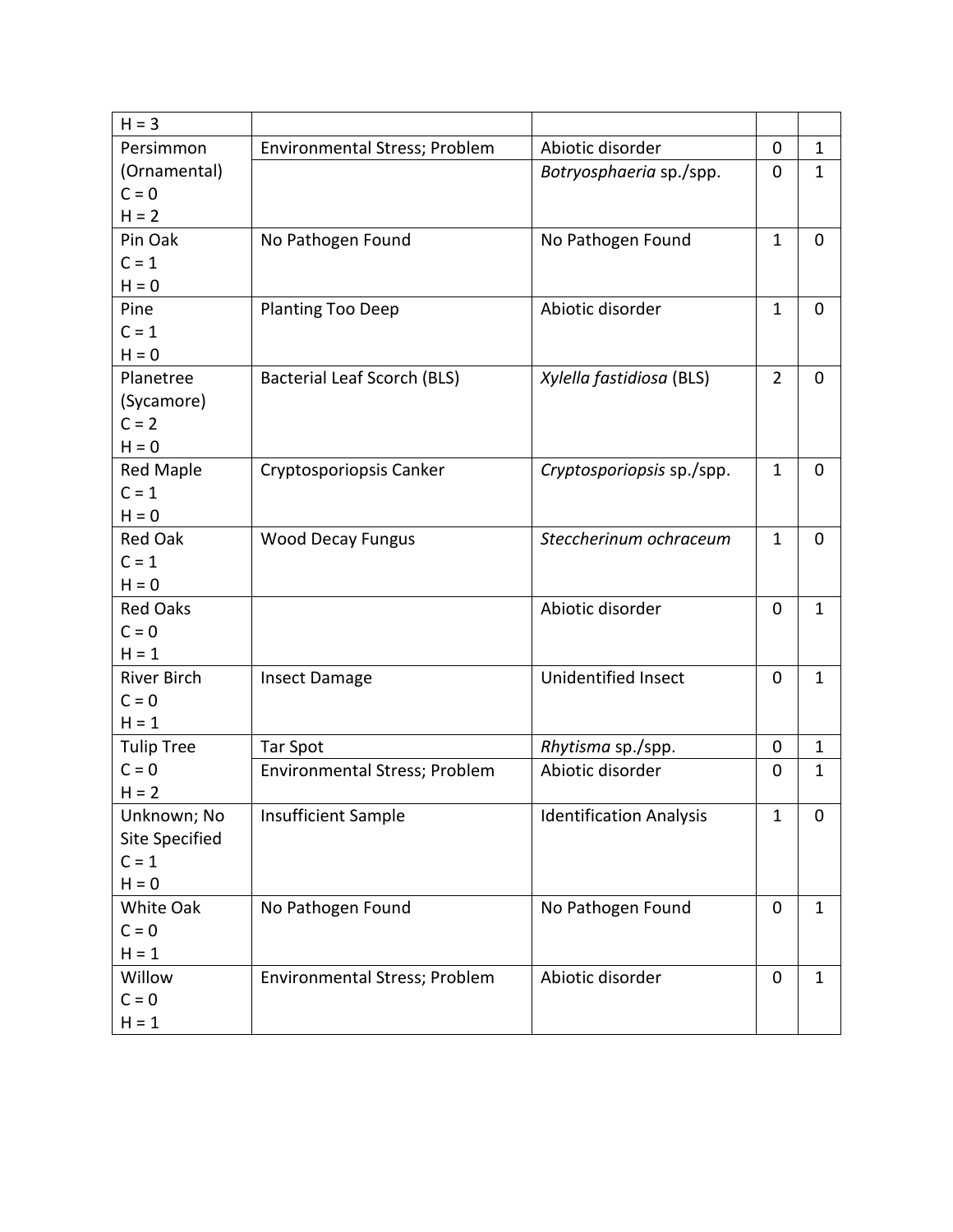| | | | | |
|---|---|---|---|---|
| H = 3 | | | | |
| Persimmon (Ornamental) C = 0 H = 2 | Environmental Stress; Problem | Abiotic disorder | 0 | 1 |
| | | *Botryosphaeria* sp./spp. | 0 | 1 |
| Pin Oak C = 1 H = 0 | No Pathogen Found | No Pathogen Found | 1 | 0 |
| Pine C = 1 H = 0 | Planting Too Deep | Abiotic disorder | 1 | 0 |
| Planetree (Sycamore) C = 2 H = 0 | Bacterial Leaf Scorch (BLS) | *Xylella fastidiosa* (BLS) | 2 | 0 |
| Red Maple C = 1 H = 0 | Cryptosporiopsis Canker | *Cryptosporiopsis* sp./spp. | 1 | 0 |
| Red Oak C = 1 H = 0 | Wood Decay Fungus | *Steccherinum ochraceum* | 1 | 0 |
| Red Oaks C = 0 H = 1 | | Abiotic disorder | 0 | 1 |
| River Birch C = 0 H = 1 | Insect Damage | Unidentified Insect | 0 | 1 |
| Tulip Tree C = 0 H = 2 | Tar Spot | *Rhytisma* sp./spp. | 0 | 1 |
| | Environmental Stress; Problem | Abiotic disorder | 0 | 1 |
| Unknown; No Site Specified C = 1 H = 0 | Insufficient Sample | Identification Analysis | 1 | 0 |
| White Oak C = 0 H = 1 | No Pathogen Found | No Pathogen Found | 0 | 1 |
| Willow C = 0 H = 1 | Environmental Stress; Problem | Abiotic disorder | 0 | 1 |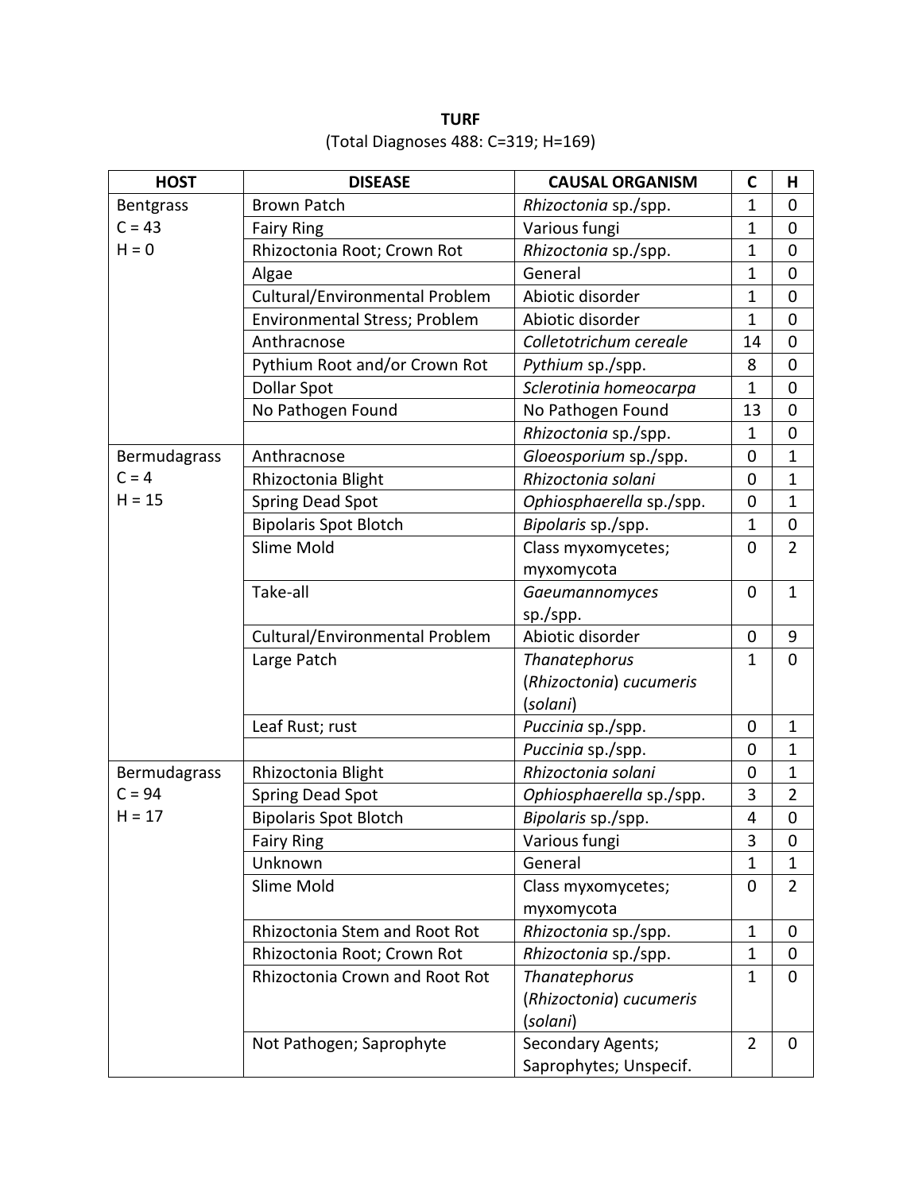**TURF**

(Total Diagnoses 488: C=319; H=169)

| HOST | DISEASE | CAUSAL ORGANISM | C | H |
|---|---|---|---|---|
| Bentgrass C = 43 H = 0 | Brown Patch | *Rhizoctonia* sp./spp. | 1 | 0 |
| | Fairy Ring | Various fungi | 1 | 0 |
| | Rhizoctonia Root; Crown Rot | *Rhizoctonia* sp./spp. | 1 | 0 |
| | Algae | General | 1 | 0 |
| | Cultural/Environmental Problem | Abiotic disorder | 1 | 0 |
| | Environmental Stress; Problem | Abiotic disorder | 1 | 0 |
| | Anthracnose | *Colletotrichum cereale* | 14 | 0 |
| | Pythium Root and/or Crown Rot | *Pythium* sp./spp. | 8 | 0 |
| | Dollar Spot | *Sclerotinia homeocarpa* | 1 | 0 |
| | No Pathogen Found | No Pathogen Found | 13 | 0 |
| | | *Rhizoctonia* sp./spp. | 1 | 0 |
| Bermudagrass C = 4 H = 15 | Anthracnose | *Gloeosporium* sp./spp. | 0 | 1 |
| | Rhizoctonia Blight | *Rhizoctonia solani* | 0 | 1 |
| | Spring Dead Spot | *Ophiosphaerella* sp./spp. | 0 | 1 |
| | Bipolaris Spot Blotch | *Bipolaris* sp./spp. | 1 | 0 |
| | Slime Mold | Class myxomycetes; myxomycota | 0 | 2 |
| | Take-all | *Gaeumannomyces* sp./spp. | 0 | 1 |
| | Cultural/Environmental Problem | Abiotic disorder | 0 | 9 |
| | Large Patch | *Thanatephorus* (*Rhizoctonia*) *cucumeris* (*solani*) | 1 | 0 |
| | Leaf Rust; rust | *Puccinia* sp./spp. | 0 | 1 |
| | | *Puccinia* sp./spp. | 0 | 1 |
| Bermudagrass C = 94 H = 17 | Rhizoctonia Blight | *Rhizoctonia solani* | 0 | 1 |
| | Spring Dead Spot | *Ophiosphaerella* sp./spp. | 3 | 2 |
| | Bipolaris Spot Blotch | *Bipolaris* sp./spp. | 4 | 0 |
| | Fairy Ring | Various fungi | 3 | 0 |
| | Unknown | General | 1 | 1 |
| | Slime Mold | Class myxomycetes; myxomycota | 0 | 2 |
| | Rhizoctonia Stem and Root Rot | *Rhizoctonia* sp./spp. | 1 | 0 |
| | Rhizoctonia Root; Crown Rot | *Rhizoctonia* sp./spp. | 1 | 0 |
| | Rhizoctonia Crown and Root Rot | *Thanatephorus* (*Rhizoctonia*) *cucumeris* (*solani*) | 1 | 0 |
| | Not Pathogen; Saprophyte | Secondary Agents; Saprophytes; Unspecif. | 2 | 0 |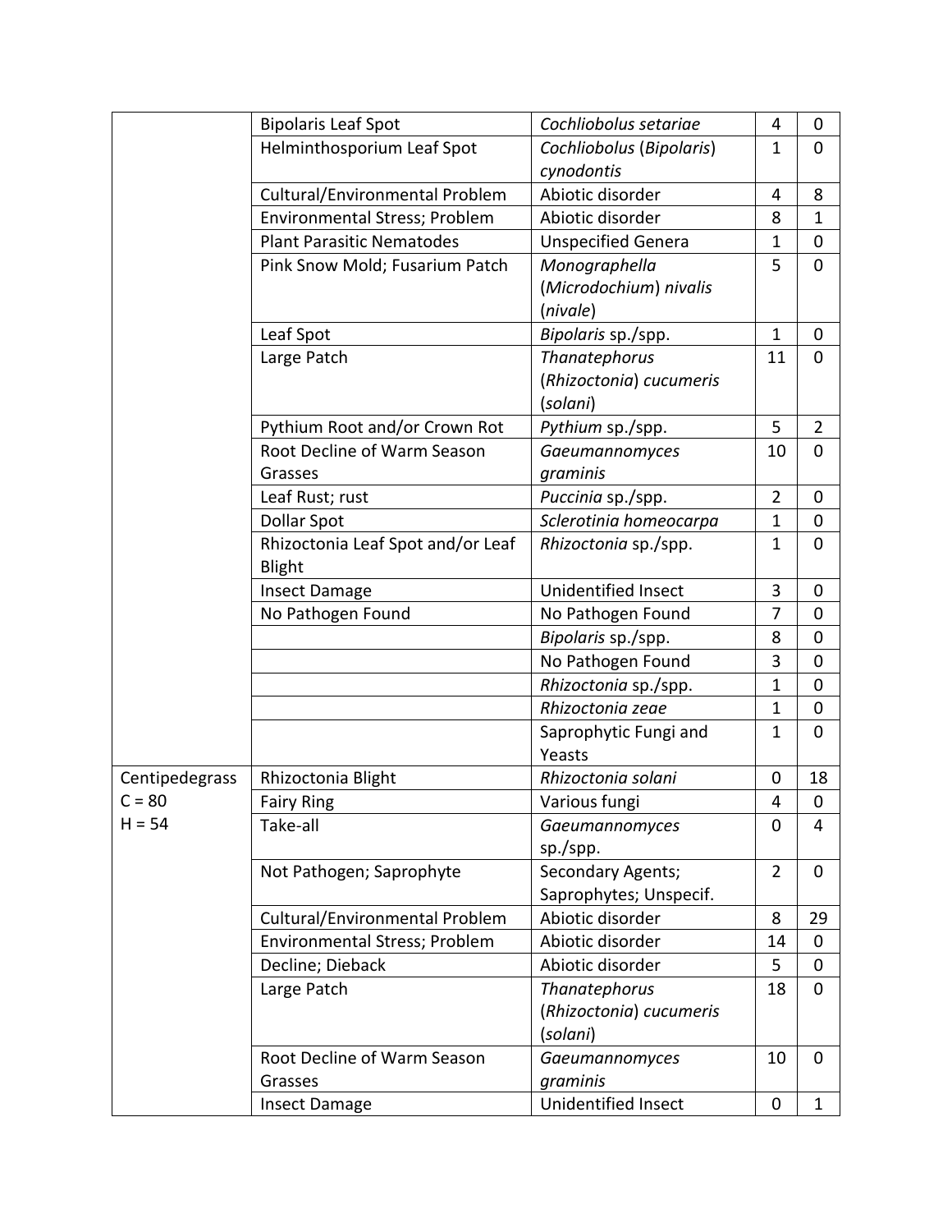| | | | | |
|---|---|---|---|---|
| | Bipolaris Leaf Spot | *Cochliobolus setariae* | 4 | 0 |
| | Helminthosporium Leaf Spot | *Cochliobolus* (*Bipolaris*) *cynodontis* | 1 | 0 |
| | Cultural/Environmental Problem | Abiotic disorder | 4 | 8 |
| | Environmental Stress; Problem | Abiotic disorder | 8 | 1 |
| | Plant Parasitic Nematodes | Unspecified Genera | 1 | 0 |
| | Pink Snow Mold; Fusarium Patch | *Monographella* (*Microdochium*) *nivalis* (*nivale*) | 5 | 0 |
| | Leaf Spot | *Bipolaris* sp./spp. | 1 | 0 |
| | Large Patch | *Thanatephorus* (*Rhizoctonia*) *cucumeris* (*solani*) | 11 | 0 |
| | Pythium Root and/or Crown Rot | *Pythium* sp./spp. | 5 | 2 |
| | Root Decline of Warm Season Grasses | *Gaeumannomyces graminis* | 10 | 0 |
| | Leaf Rust; rust | *Puccinia* sp./spp. | 2 | 0 |
| | Dollar Spot | *Sclerotinia homeocarpa* | 1 | 0 |
| | Rhizoctonia Leaf Spot and/or Leaf Blight | *Rhizoctonia* sp./spp. | 1 | 0 |
| | Insect Damage | Unidentified Insect | 3 | 0 |
| | No Pathogen Found | No Pathogen Found | 7 | 0 |
| | | *Bipolaris* sp./spp. | 8 | 0 |
| | | No Pathogen Found | 3 | 0 |
| | | *Rhizoctonia* sp./spp. | 1 | 0 |
| | | *Rhizoctonia zeae* | 1 | 0 |
| | | Saprophytic Fungi and Yeasts | 1 | 0 |
| Centipedegrass C = 80 H = 54 | Rhizoctonia Blight | *Rhizoctonia solani* | 0 | 18 |
| | Fairy Ring | Various fungi | 4 | 0 |
| | Take-all | *Gaeumannomyces* sp./spp. | 0 | 4 |
| | Not Pathogen; Saprophyte | Secondary Agents; Saprophytes; Unspecif. | 2 | 0 |
| | Cultural/Environmental Problem | Abiotic disorder | 8 | 29 |
| | Environmental Stress; Problem | Abiotic disorder | 14 | 0 |
| | Decline; Dieback | Abiotic disorder | 5 | 0 |
| | Large Patch | *Thanatephorus* (*Rhizoctonia*) *cucumeris* (*solani*) | 18 | 0 |
| | Root Decline of Warm Season Grasses | *Gaeumannomyces graminis* | 10 | 0 |
| | Insect Damage | Unidentified Insect | 0 | 1 |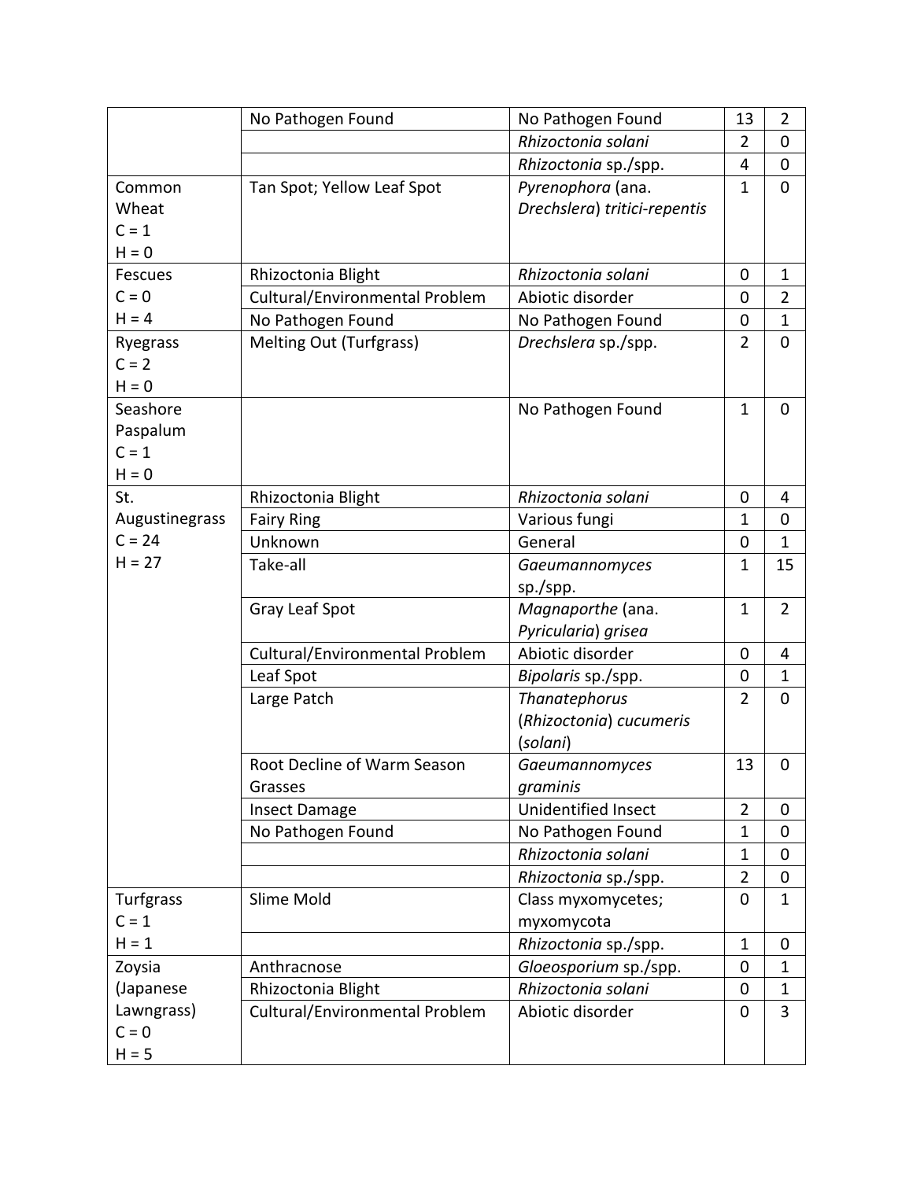| | | | | |
|---|---|---|---|---|
| | No Pathogen Found | No Pathogen Found | 13 | 2 |
| | | *Rhizoctonia solani* | 2 | 0 |
| | | *Rhizoctonia* sp./spp. | 4 | 0 |
| Common Wheat C = 1 H = 0 | Tan Spot; Yellow Leaf Spot | *Pyrenophora* (ana. *Drechslera*) *tritici-repentis* | 1 | 0 |
| Fescues C = 0 H = 4 | Rhizoctonia Blight | *Rhizoctonia solani* | 0 | 1 |
| | Cultural/Environmental Problem | Abiotic disorder | 0 | 2 |
| | No Pathogen Found | No Pathogen Found | 0 | 1 |
| Ryegrass C = 2 H = 0 | Melting Out (Turfgrass) | *Drechslera* sp./spp. | 2 | 0 |
| Seashore Paspalum C = 1 H = 0 | | No Pathogen Found | 1 | 0 |
| St. Augustinegrass C = 24 H = 27 | Rhizoctonia Blight | *Rhizoctonia solani* | 0 | 4 |
| | Fairy Ring | Various fungi | 1 | 0 |
| | Unknown | General | 0 | 1 |
| | Take-all | *Gaeumannomyces* sp./spp. | 1 | 15 |
| | Gray Leaf Spot | *Magnaporthe* (ana. *Pyricularia*) *grisea* | 1 | 2 |
| | Cultural/Environmental Problem | Abiotic disorder | 0 | 4 |
| | Leaf Spot | *Bipolaris* sp./spp. | 0 | 1 |
| | Large Patch | *Thanatephorus* (*Rhizoctonia*) *cucumeris* (*solani*) | 2 | 0 |
| | Root Decline of Warm Season Grasses | *Gaeumannomyces graminis* | 13 | 0 |
| | Insect Damage | Unidentified Insect | 2 | 0 |
| | No Pathogen Found | No Pathogen Found | 1 | 0 |
| | | *Rhizoctonia solani* | 1 | 0 |
| | | *Rhizoctonia* sp./spp. | 2 | 0 |
| Turfgrass C = 1 H = 1 | Slime Mold | Class myxomycetes; myxomycota | 0 | 1 |
| | | *Rhizoctonia* sp./spp. | 1 | 0 |
| Zoysia (Japanese Lawngrass) C = 0 H = 5 | Anthracnose | *Gloeosporium* sp./spp. | 0 | 1 |
| | Rhizoctonia Blight | *Rhizoctonia solani* | 0 | 1 |
| | Cultural/Environmental Problem | Abiotic disorder | 0 | 3 |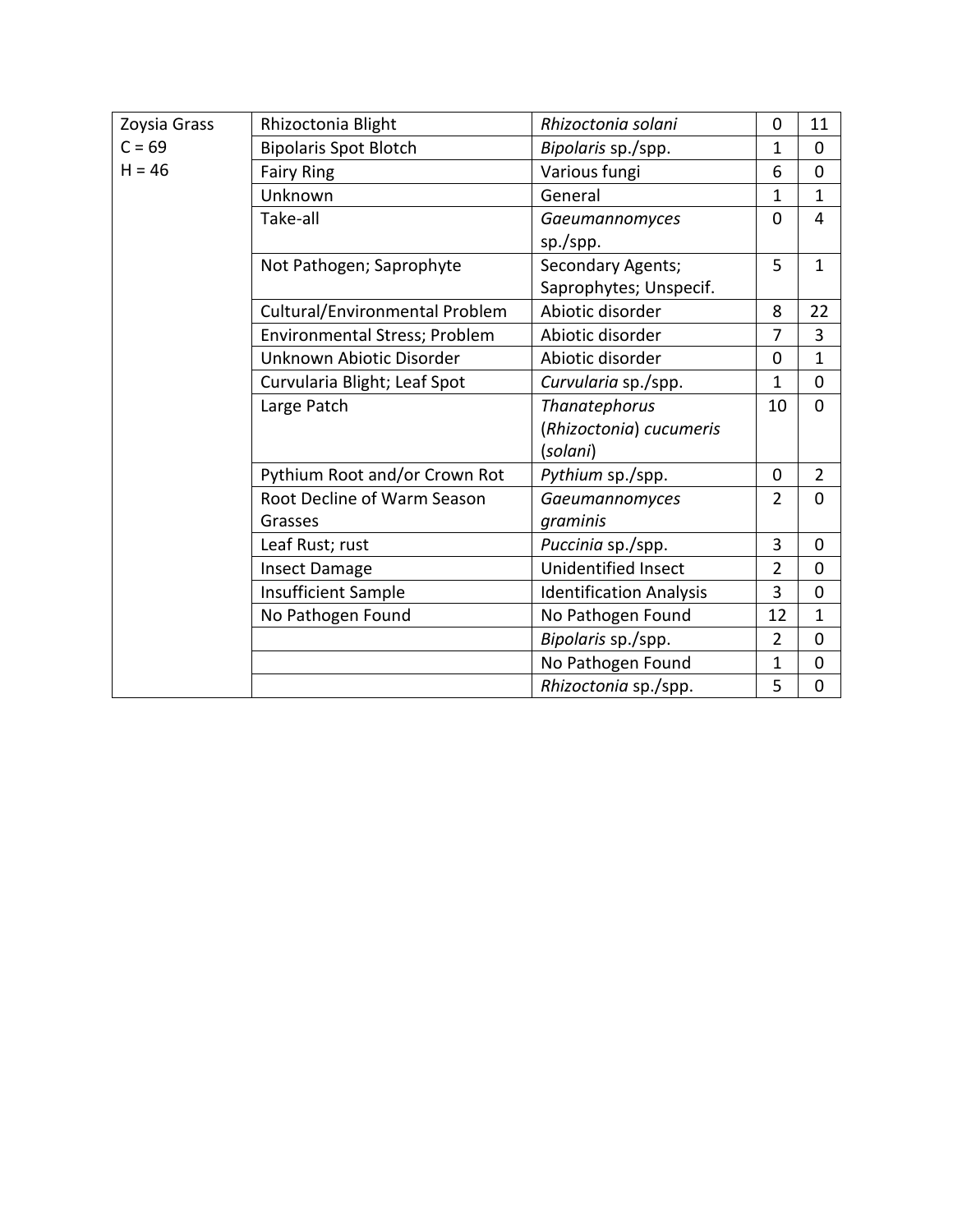| | | | | |
|---|---|---|---|---|
| Zoysia Grass<br>C = 69<br>H = 46 | Rhizoctonia Blight | *Rhizoctonia solani* | 0 | 11 |
| | Bipolaris Spot Blotch | *Bipolaris* sp./spp. | 1 | 0 |
| | Fairy Ring | Various fungi | 6 | 0 |
| | Unknown | General | 1 | 1 |
| | Take-all | *Gaeumannomyces* sp./spp. | 0 | 4 |
| | Not Pathogen; Saprophyte | Secondary Agents; Saprophytes; Unspecif. | 5 | 1 |
| | Cultural/Environmental Problem | Abiotic disorder | 8 | 22 |
| | Environmental Stress; Problem | Abiotic disorder | 7 | 3 |
| | Unknown Abiotic Disorder | Abiotic disorder | 0 | 1 |
| | Curvularia Blight; Leaf Spot | *Curvularia* sp./spp. | 1 | 0 |
| | Large Patch | *Thanatephorus* (*Rhizoctonia*) *cucumeris* (*solani*) | 10 | 0 |
| | Pythium Root and/or Crown Rot | *Pythium* sp./spp. | 0 | 2 |
| | Root Decline of Warm Season Grasses | *Gaeumannomyces graminis* | 2 | 0 |
| | Leaf Rust; rust | *Puccinia* sp./spp. | 3 | 0 |
| | Insect Damage | Unidentified Insect | 2 | 0 |
| | Insufficient Sample | Identification Analysis | 3 | 0 |
| | No Pathogen Found | No Pathogen Found | 12 | 1 |
| | | *Bipolaris* sp./spp. | 2 | 0 |
| | | No Pathogen Found | 1 | 0 |
| | | *Rhizoctonia* sp./spp. | 5 | 0 |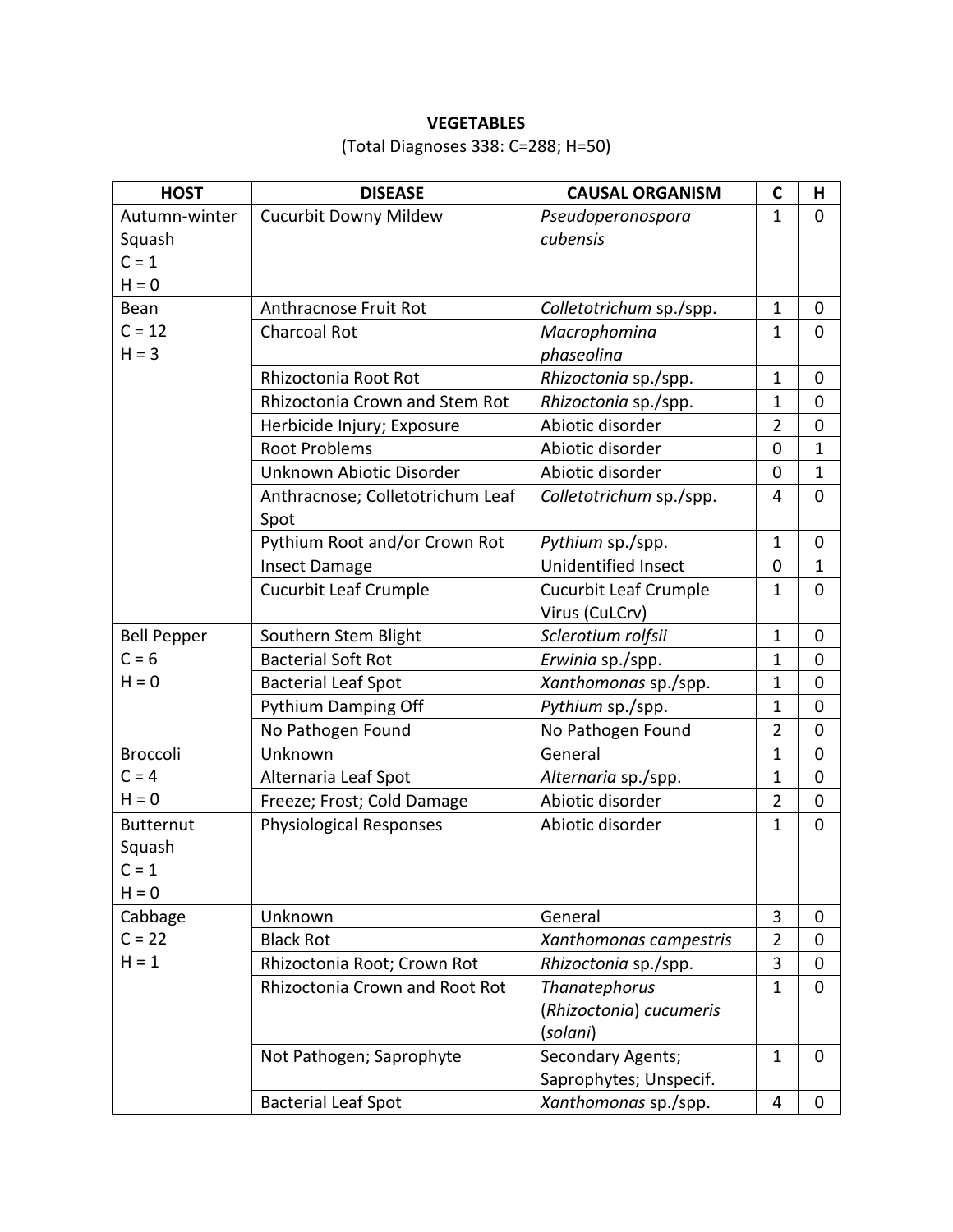**VEGETABLES**

(Total Diagnoses 338: C=288; H=50)

| HOST | DISEASE | CAUSAL ORGANISM | C | H |
|---|---|---|---|---|
| Autumn-winter Squash C = 1 H = 0 | Cucurbit Downy Mildew | *Pseudoperonospora cubensis* | 1 | 0 |
| Bean C = 12 H = 3 | Anthracnose Fruit Rot | *Colletotrichum* sp./spp. | 1 | 0 |
| | Charcoal Rot | *Macrophomina phaseolina* | 1 | 0 |
| | Rhizoctonia Root Rot | *Rhizoctonia* sp./spp. | 1 | 0 |
| | Rhizoctonia Crown and Stem Rot | *Rhizoctonia* sp./spp. | 1 | 0 |
| | Herbicide Injury; Exposure | Abiotic disorder | 2 | 0 |
| | Root Problems | Abiotic disorder | 0 | 1 |
| | Unknown Abiotic Disorder | Abiotic disorder | 0 | 1 |
| | Anthracnose; Colletotrichum Leaf Spot | *Colletotrichum* sp./spp. | 4 | 0 |
| | Pythium Root and/or Crown Rot | *Pythium* sp./spp. | 1 | 0 |
| | Insect Damage | Unidentified Insect | 0 | 1 |
| | Cucurbit Leaf Crumple | Cucurbit Leaf Crumple Virus (CuLCrv) | 1 | 0 |
| Bell Pepper C = 6 H = 0 | Southern Stem Blight | *Sclerotium rolfsii* | 1 | 0 |
| | Bacterial Soft Rot | *Erwinia* sp./spp. | 1 | 0 |
| | Bacterial Leaf Spot | *Xanthomonas* sp./spp. | 1 | 0 |
| | Pythium Damping Off | *Pythium* sp./spp. | 1 | 0 |
| | No Pathogen Found | No Pathogen Found | 2 | 0 |
| Broccoli C = 4 H = 0 | Unknown | General | 1 | 0 |
| | Alternaria Leaf Spot | *Alternaria* sp./spp. | 1 | 0 |
| | Freeze; Frost; Cold Damage | Abiotic disorder | 2 | 0 |
| Butternut Squash C = 1 H = 0 | Physiological Responses | Abiotic disorder | 1 | 0 |
| Cabbage C = 22 H = 1 | Unknown | General | 3 | 0 |
| | Black Rot | *Xanthomonas campestris* | 2 | 0 |
| | Rhizoctonia Root; Crown Rot | *Rhizoctonia* sp./spp. | 3 | 0 |
| | Rhizoctonia Crown and Root Rot | *Thanatephorus* (*Rhizoctonia*) *cucumeris* (*solani*) | 1 | 0 |
| | Not Pathogen; Saprophyte | Secondary Agents; Saprophytes; Unspecif. | 1 | 0 |
| | Bacterial Leaf Spot | *Xanthomonas* sp./spp. | 4 | 0 |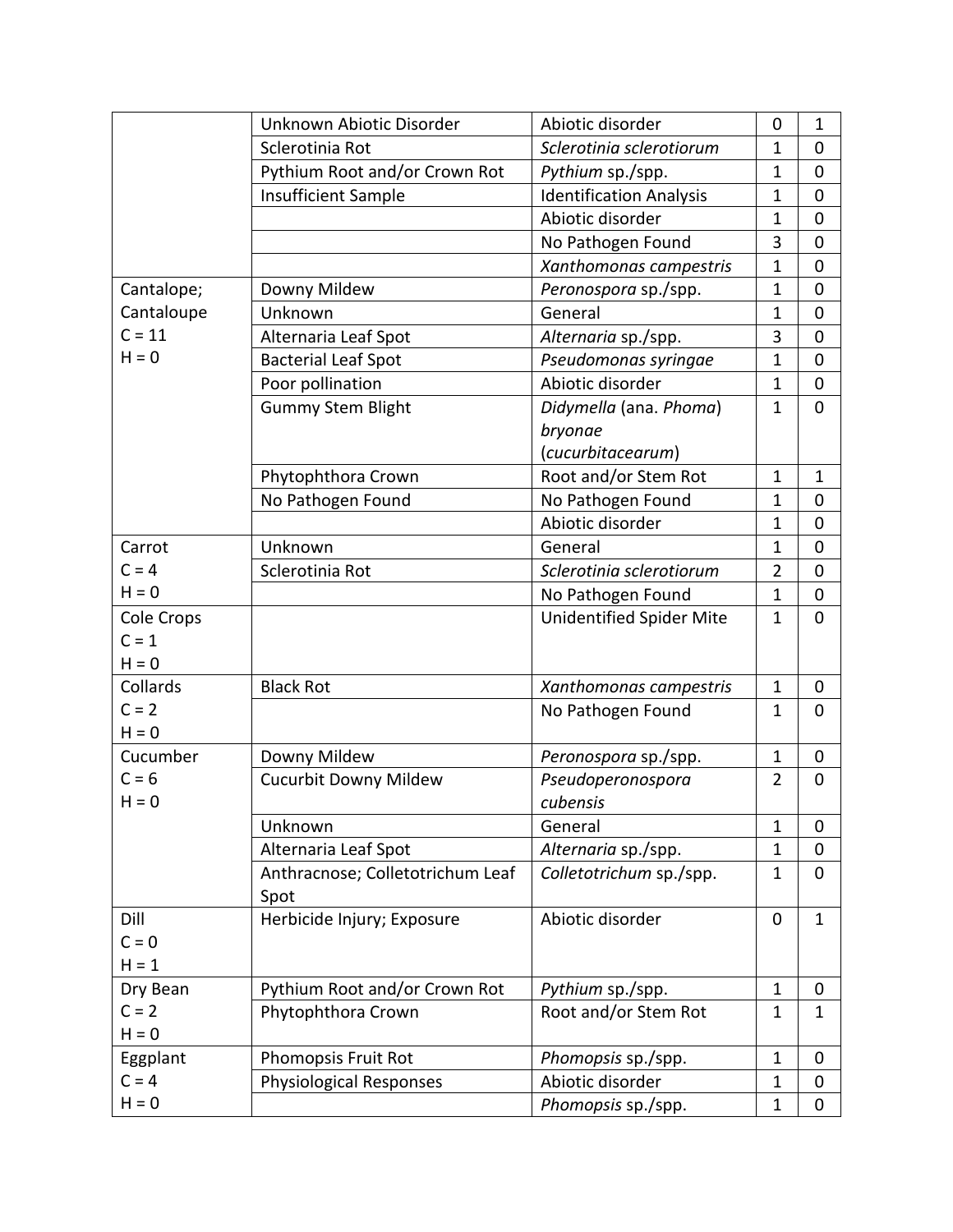| | | | | |
|---|---|---|---|---|
| | Unknown Abiotic Disorder | Abiotic disorder | 0 | 1 |
| | Sclerotinia Rot | *Sclerotinia sclerotiorum* | 1 | 0 |
| | Pythium Root and/or Crown Rot | *Pythium* sp./spp. | 1 | 0 |
| | Insufficient Sample | Identification Analysis | 1 | 0 |
| | | Abiotic disorder | 1 | 0 |
| | | No Pathogen Found | 3 | 0 |
| | | *Xanthomonas campestris* | 1 | 0 |
| Cantalope; Cantaloupe C = 11 H = 0 | Downy Mildew | *Peronospora* sp./spp. | 1 | 0 |
| | Unknown | General | 1 | 0 |
| | Alternaria Leaf Spot | *Alternaria* sp./spp. | 3 | 0 |
| | Bacterial Leaf Spot | *Pseudomonas syringae* | 1 | 0 |
| | Poor pollination | Abiotic disorder | 1 | 0 |
| | Gummy Stem Blight | *Didymella* (ana. *Phoma*) *bryonae* (*cucurbitacearum*) | 1 | 0 |
| | Phytophthora Crown | Root and/or Stem Rot | 1 | 1 |
| | No Pathogen Found | No Pathogen Found | 1 | 0 |
| | | Abiotic disorder | 1 | 0 |
| Carrot C = 4 H = 0 | Unknown | General | 1 | 0 |
| | Sclerotinia Rot | *Sclerotinia sclerotiorum* | 2 | 0 |
| | | No Pathogen Found | 1 | 0 |
| Cole Crops C = 1 H = 0 | | Unidentified Spider Mite | 1 | 0 |
| Collards C = 2 H = 0 | Black Rot | *Xanthomonas campestris* | 1 | 0 |
| | | No Pathogen Found | 1 | 0 |
| Cucumber C = 6 H = 0 | Downy Mildew | *Peronospora* sp./spp. | 1 | 0 |
| | Cucurbit Downy Mildew | *Pseudoperonospora cubensis* | 2 | 0 |
| | Unknown | General | 1 | 0 |
| | Alternaria Leaf Spot | *Alternaria* sp./spp. | 1 | 0 |
| | Anthracnose; Colletotrichum Leaf Spot | *Colletotrichum* sp./spp. | 1 | 0 |
| Dill C = 0 H = 1 | Herbicide Injury; Exposure | Abiotic disorder | 0 | 1 |
| Dry Bean C = 2 H = 0 | Pythium Root and/or Crown Rot | *Pythium* sp./spp. | 1 | 0 |
| | Phytophthora Crown | Root and/or Stem Rot | 1 | 1 |
| Eggplant C = 4 H = 0 | Phomopsis Fruit Rot | *Phomopsis* sp./spp. | 1 | 0 |
| | Physiological Responses | Abiotic disorder | 1 | 0 |
| | | *Phomopsis* sp./spp. | 1 | 0 |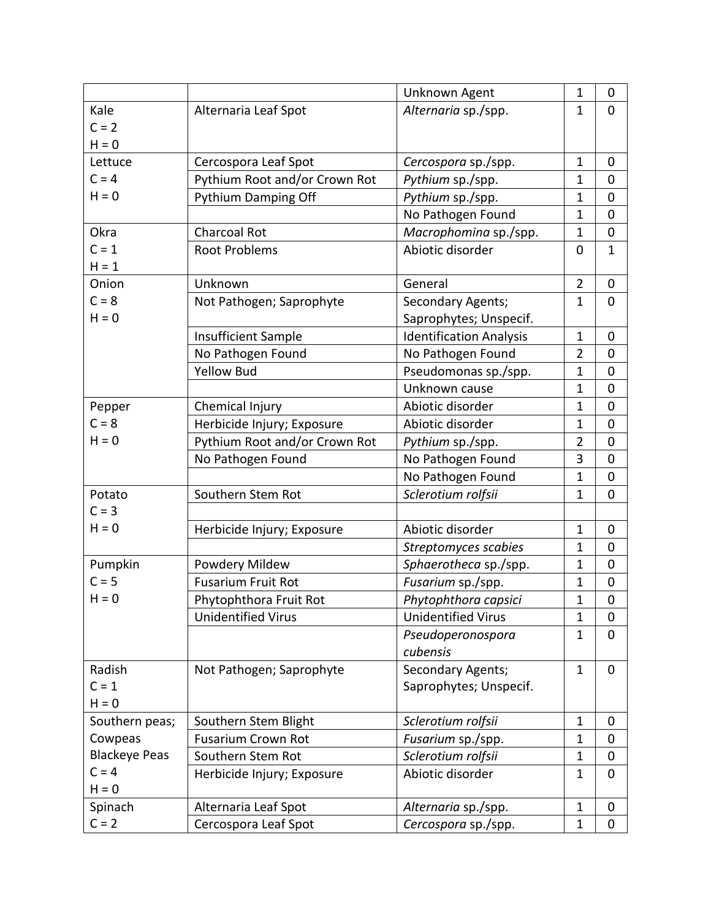| | | | | |
|---|---|---|---|---|
| | | Unknown Agent | 1 | 0 |
| Kale<br>C = 2<br>H = 0 | Alternaria Leaf Spot | *Alternaria* sp./spp. | 1 | 0 |
| Lettuce<br>C = 4<br>H = 0 | Cercospora Leaf Spot | *Cercospora* sp./spp. | 1 | 0 |
| | Pythium Root and/or Crown Rot | *Pythium* sp./spp. | 1 | 0 |
| | Pythium Damping Off | *Pythium* sp./spp. | 1 | 0 |
| | | No Pathogen Found | 1 | 0 |
| Okra<br>C = 1<br>H = 1 | Charcoal Rot | *Macrophomina* sp./spp. | 1 | 0 |
| | Root Problems | Abiotic disorder | 0 | 1 |
| Onion<br>C = 8<br>H = 0 | Unknown | General | 2 | 0 |
| | Not Pathogen; Saprophyte | Secondary Agents; Saprophytes; Unspecif. | 1 | 0 |
| | Insufficient Sample | Identification Analysis | 1 | 0 |
| | No Pathogen Found | No Pathogen Found | 2 | 0 |
| | Yellow Bud | Pseudomonas sp./spp. | 1 | 0 |
| | | Unknown cause | 1 | 0 |
| Pepper<br>C = 8<br>H = 0 | Chemical Injury | Abiotic disorder | 1 | 0 |
| | Herbicide Injury; Exposure | Abiotic disorder | 1 | 0 |
| | Pythium Root and/or Crown Rot | *Pythium* sp./spp. | 2 | 0 |
| | No Pathogen Found | No Pathogen Found | 3 | 0 |
| | | No Pathogen Found | 1 | 0 |
| Potato<br>C = 3<br>H = 0 | Southern Stem Rot | *Sclerotium rolfsii* | 1 | 0 |
| | | | | |
| | Herbicide Injury; Exposure | Abiotic disorder | 1 | 0 |
| | | *Streptomyces scabies* | 1 | 0 |
| Pumpkin<br>C = 5<br>H = 0 | Powdery Mildew | *Sphaerotheca* sp./spp. | 1 | 0 |
| | Fusarium Fruit Rot | *Fusarium* sp./spp. | 1 | 0 |
| | Phytophthora Fruit Rot | *Phytophthora capsici* | 1 | 0 |
| | Unidentified Virus | Unidentified Virus | 1 | 0 |
| | | *Pseudoperonospora cubensis* | 1 | 0 |
| Radish<br>C = 1<br>H = 0 | Not Pathogen; Saprophyte | Secondary Agents; Saprophytes; Unspecif. | 1 | 0 |
| Southern peas; Cowpeas Blackeye Peas<br>C = 4<br>H = 0 | Southern Stem Blight | *Sclerotium rolfsii* | 1 | 0 |
| | Fusarium Crown Rot | *Fusarium* sp./spp. | 1 | 0 |
| | Southern Stem Rot | *Sclerotium rolfsii* | 1 | 0 |
| | Herbicide Injury; Exposure | Abiotic disorder | 1 | 0 |
| Spinach<br>C = 2 | Alternaria Leaf Spot | *Alternaria* sp./spp. | 1 | 0 |
| | Cercospora Leaf Spot | *Cercospora* sp./spp. | 1 | 0 |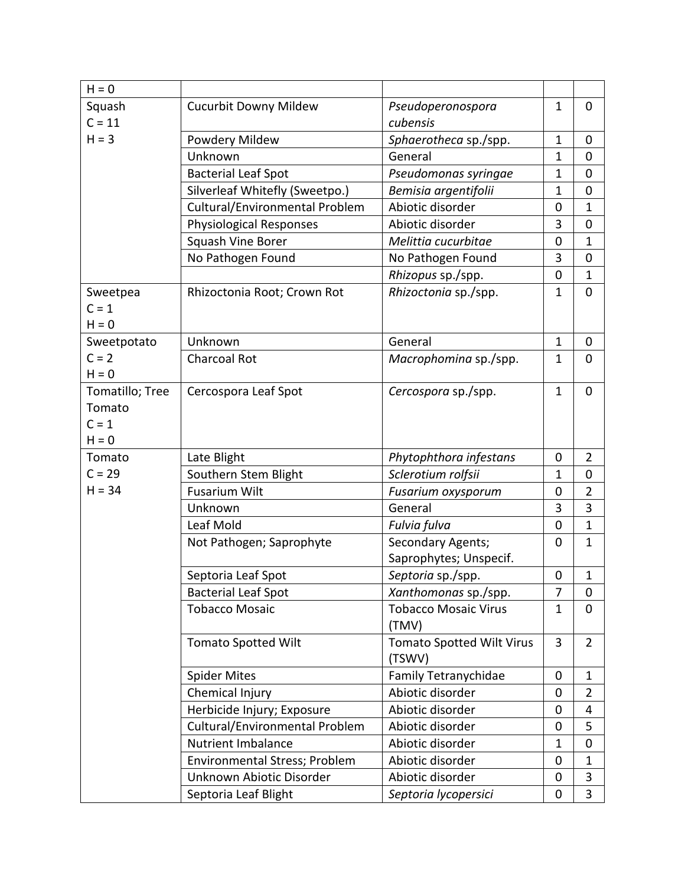| | | | | |
|---|---|---|---|---|
| H = 0 | | | | |
| Squash C = 11 H = 3 | Cucurbit Downy Mildew | *Pseudoperonospora cubensis* | 1 | 0 |
| | Powdery Mildew | *Sphaerotheca* sp./spp. | 1 | 0 |
| | Unknown | General | 1 | 0 |
| | Bacterial Leaf Spot | *Pseudomonas syringae* | 1 | 0 |
| | Silverleaf Whitefly (Sweetpo.) | *Bemisia argentifolii* | 1 | 0 |
| | Cultural/Environmental Problem | Abiotic disorder | 0 | 1 |
| | Physiological Responses | Abiotic disorder | 3 | 0 |
| | Squash Vine Borer | *Melittia cucurbitae* | 0 | 1 |
| | No Pathogen Found | No Pathogen Found | 3 | 0 |
| | | *Rhizopus* sp./spp. | 0 | 1 |
| Sweetpea C = 1 H = 0 | Rhizoctonia Root; Crown Rot | *Rhizoctonia* sp./spp. | 1 | 0 |
| Sweetpotato C = 2 H = 0 | Unknown | General | 1 | 0 |
| | Charcoal Rot | *Macrophomina* sp./spp. | 1 | 0 |
| Tomatillo; Tree Tomato C = 1 H = 0 | Cercospora Leaf Spot | *Cercospora* sp./spp. | 1 | 0 |
| Tomato C = 29 H = 34 | Late Blight | *Phytophthora infestans* | 0 | 2 |
| | Southern Stem Blight | *Sclerotium rolfsii* | 1 | 0 |
| | Fusarium Wilt | *Fusarium oxysporum* | 0 | 2 |
| | Unknown | General | 3 | 3 |
| | Leaf Mold | *Fulvia fulva* | 0 | 1 |
| | Not Pathogen; Saprophyte | Secondary Agents; Saprophytes; Unspecif. | 0 | 1 |
| | Septoria Leaf Spot | *Septoria* sp./spp. | 0 | 1 |
| | Bacterial Leaf Spot | *Xanthomonas* sp./spp. | 7 | 0 |
| | Tobacco Mosaic | Tobacco Mosaic Virus (TMV) | 1 | 0 |
| | Tomato Spotted Wilt | Tomato Spotted Wilt Virus (TSWV) | 3 | 2 |
| | Spider Mites | Family Tetranychidae | 0 | 1 |
| | Chemical Injury | Abiotic disorder | 0 | 2 |
| | Herbicide Injury; Exposure | Abiotic disorder | 0 | 4 |
| | Cultural/Environmental Problem | Abiotic disorder | 0 | 5 |
| | Nutrient Imbalance | Abiotic disorder | 1 | 0 |
| | Environmental Stress; Problem | Abiotic disorder | 0 | 1 |
| | Unknown Abiotic Disorder | Abiotic disorder | 0 | 3 |
| | Septoria Leaf Blight | *Septoria lycopersici* | 0 | 3 |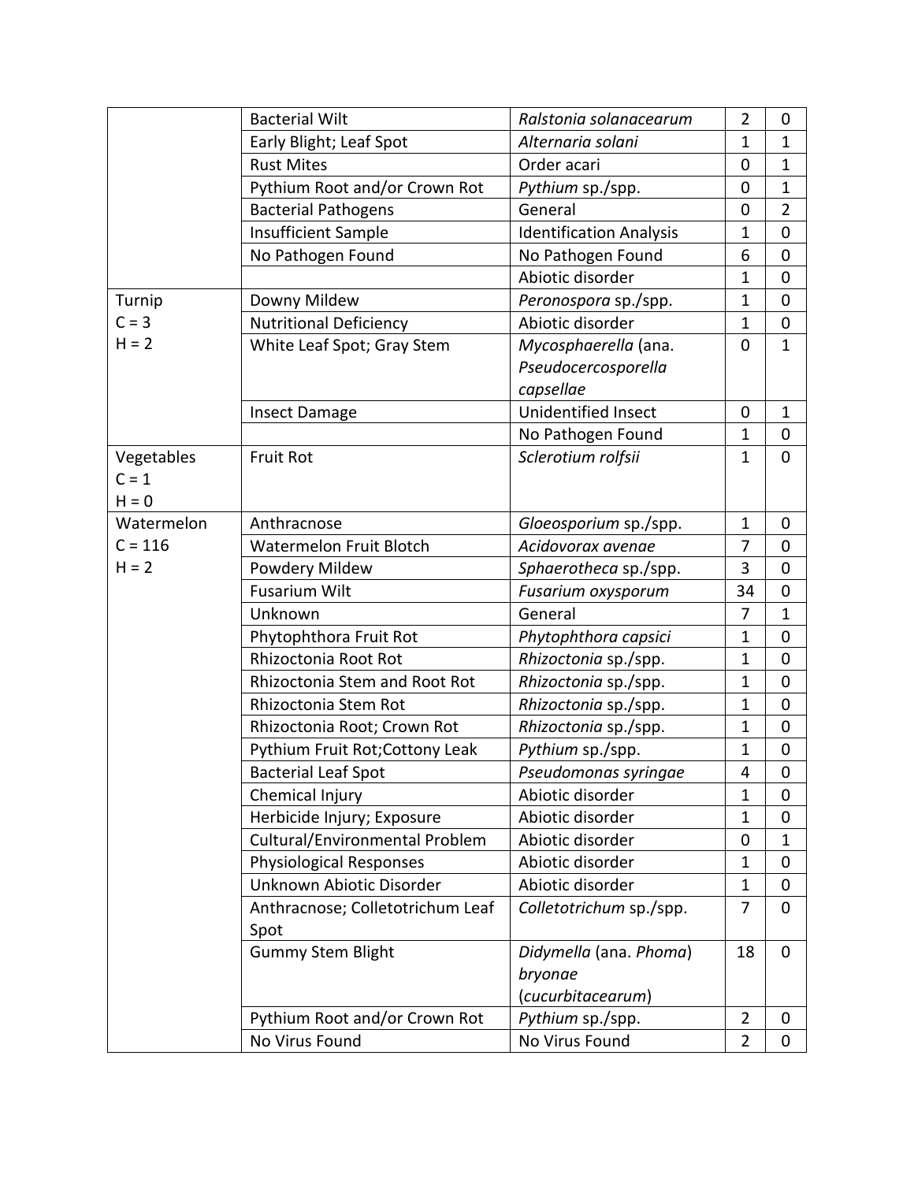| | | | | |
|---|---|---|---|---|
| | Bacterial Wilt | *Ralstonia solanacearum* | 2 | 0 |
| | Early Blight; Leaf Spot | *Alternaria solani* | 1 | 1 |
| | Rust Mites | Order acari | 0 | 1 |
| | Pythium Root and/or Crown Rot | *Pythium* sp./spp. | 0 | 1 |
| | Bacterial Pathogens | General | 0 | 2 |
| | Insufficient Sample | Identification Analysis | 1 | 0 |
| | No Pathogen Found | No Pathogen Found | 6 | 0 |
| | | Abiotic disorder | 1 | 0 |
| Turnip C = 3 H = 2 | Downy Mildew | *Peronospora* sp./spp. | 1 | 0 |
| | Nutritional Deficiency | Abiotic disorder | 1 | 0 |
| | White Leaf Spot; Gray Stem | *Mycosphaerella* (ana. *Pseudocercosporella capsellae* | 0 | 1 |
| | Insect Damage | Unidentified Insect | 0 | 1 |
| | | No Pathogen Found | 1 | 0 |
| Vegetables C = 1 H = 0 | Fruit Rot | *Sclerotium rolfsii* | 1 | 0 |
| Watermelon C = 116 H = 2 | Anthracnose | *Gloeosporium* sp./spp. | 1 | 0 |
| | Watermelon Fruit Blotch | *Acidovorax avenae* | 7 | 0 |
| | Powdery Mildew | *Sphaerotheca* sp./spp. | 3 | 0 |
| | Fusarium Wilt | *Fusarium oxysporum* | 34 | 0 |
| | Unknown | General | 7 | 1 |
| | Phytophthora Fruit Rot | *Phytophthora capsici* | 1 | 0 |
| | Rhizoctonia Root Rot | *Rhizoctonia* sp./spp. | 1 | 0 |
| | Rhizoctonia Stem and Root Rot | *Rhizoctonia* sp./spp. | 1 | 0 |
| | Rhizoctonia Stem Rot | *Rhizoctonia* sp./spp. | 1 | 0 |
| | Rhizoctonia Root; Crown Rot | *Rhizoctonia* sp./spp. | 1 | 0 |
| | Pythium Fruit Rot;Cottony Leak | *Pythium* sp./spp. | 1 | 0 |
| | Bacterial Leaf Spot | *Pseudomonas syringae* | 4 | 0 |
| | Chemical Injury | Abiotic disorder | 1 | 0 |
| | Herbicide Injury; Exposure | Abiotic disorder | 1 | 0 |
| | Cultural/Environmental Problem | Abiotic disorder | 0 | 1 |
| | Physiological Responses | Abiotic disorder | 1 | 0 |
| | Unknown Abiotic Disorder | Abiotic disorder | 1 | 0 |
| | Anthracnose; Colletotrichum Leaf Spot | *Colletotrichum* sp./spp. | 7 | 0 |
| | Gummy Stem Blight | *Didymella* (ana. *Phoma*) *bryonae* (*cucurbitacearum*) | 18 | 0 |
| | Pythium Root and/or Crown Rot | *Pythium* sp./spp. | 2 | 0 |
| | No Virus Found | No Virus Found | 2 | 0 |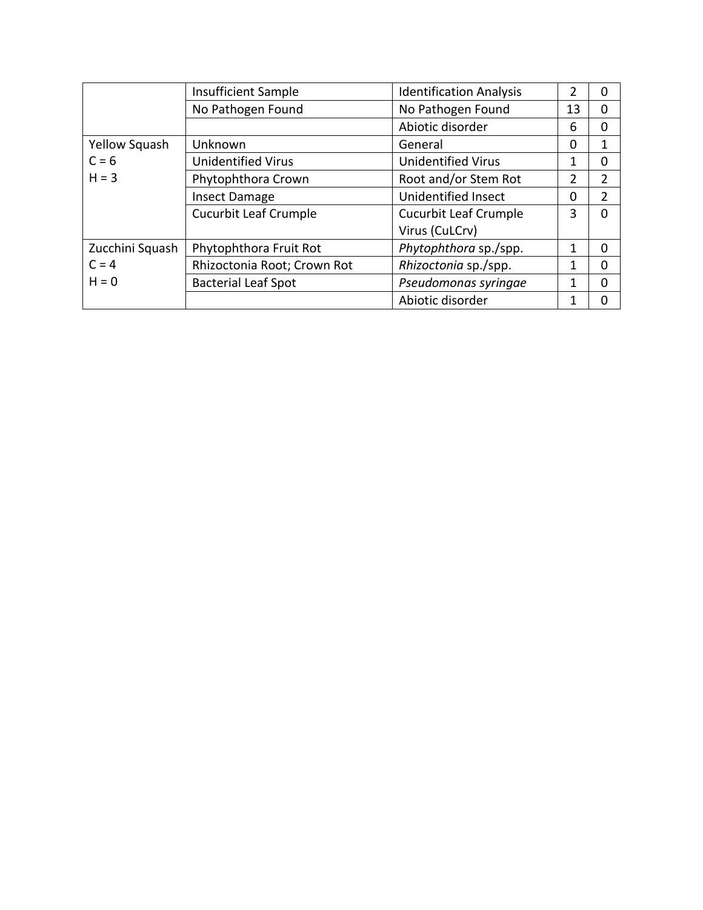| | | | | |
|---|---|---|---|---|
| | Insufficient Sample | Identification Analysis | 2 | 0 |
| | No Pathogen Found | No Pathogen Found | 13 | 0 |
| | | Abiotic disorder | 6 | 0 |
| Yellow Squash C = 6 H = 3 | Unknown | General | 0 | 1 |
| | Unidentified Virus | Unidentified Virus | 1 | 0 |
| | Phytophthora Crown | Root and/or Stem Rot | 2 | 2 |
| | Insect Damage | Unidentified Insect | 0 | 2 |
| | Cucurbit Leaf Crumple | Cucurbit Leaf Crumple Virus (CuLCrv) | 3 | 0 |
| Zucchini Squash C = 4 H = 0 | Phytophthora Fruit Rot | *Phytophthora* sp./spp. | 1 | 0 |
| | Rhizoctonia Root; Crown Rot | *Rhizoctonia* sp./spp. | 1 | 0 |
| | Bacterial Leaf Spot | *Pseudomonas syringae* | 1 | 0 |
| | | Abiotic disorder | 1 | 0 |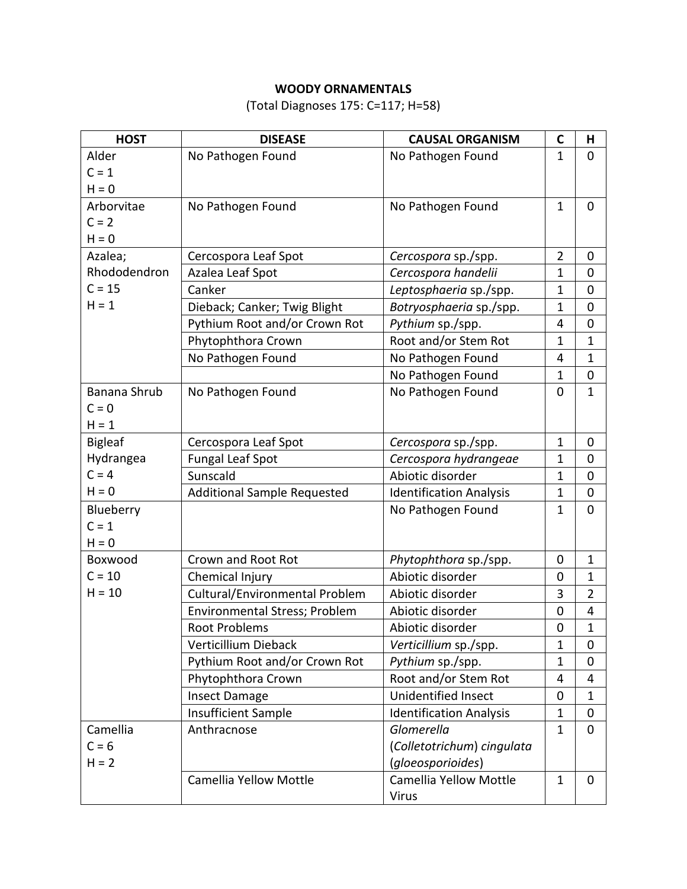**WOODY ORNAMENTALS**

(Total Diagnoses 175: C=117; H=58)

| HOST | DISEASE | CAUSAL ORGANISM | C | H |
|---|---|---|---|---|
| Alder<br>C = 1<br>H = 0 | No Pathogen Found | No Pathogen Found | 1 | 0 |
| Arborvitae<br>C = 2<br>H = 0 | No Pathogen Found | No Pathogen Found | 1 | 0 |
| Azalea; Rhododendron<br>C = 15<br>H = 1 | Cercospora Leaf Spot | *Cercospora* sp./spp. | 2 | 0 |
| | Azalea Leaf Spot | *Cercospora handelii* | 1 | 0 |
| | Canker | *Leptosphaeria* sp./spp. | 1 | 0 |
| | Dieback; Canker; Twig Blight | *Botryosphaeria* sp./spp. | 1 | 0 |
| | Pythium Root and/or Crown Rot | *Pythium* sp./spp. | 4 | 0 |
| | Phytophthora Crown | Root and/or Stem Rot | 1 | 1 |
| | No Pathogen Found | No Pathogen Found | 4 | 1 |
| | | No Pathogen Found | 1 | 0 |
| Banana Shrub<br>C = 0<br>H = 1 | No Pathogen Found | No Pathogen Found | 0 | 1 |
| Bigleaf Hydrangea<br>C = 4<br>H = 0 | Cercospora Leaf Spot | *Cercospora* sp./spp. | 1 | 0 |
| | Fungal Leaf Spot | *Cercospora hydrangeae* | 1 | 0 |
| | Sunscald | Abiotic disorder | 1 | 0 |
| | Additional Sample Requested | Identification Analysis | 1 | 0 |
| Blueberry<br>C = 1<br>H = 0 | | No Pathogen Found | 1 | 0 |
| Boxwood<br>C = 10<br>H = 10 | Crown and Root Rot | *Phytophthora* sp./spp. | 0 | 1 |
| | Chemical Injury | Abiotic disorder | 0 | 1 |
| | Cultural/Environmental Problem | Abiotic disorder | 3 | 2 |
| | Environmental Stress; Problem | Abiotic disorder | 0 | 4 |
| | Root Problems | Abiotic disorder | 0 | 1 |
| | Verticillium Dieback | *Verticillium* sp./spp. | 1 | 0 |
| | Pythium Root and/or Crown Rot | *Pythium* sp./spp. | 1 | 0 |
| | Phytophthora Crown | Root and/or Stem Rot | 4 | 4 |
| | Insect Damage | Unidentified Insect | 0 | 1 |
| | Insufficient Sample | Identification Analysis | 1 | 0 |
| Camellia<br>C = 6<br>H = 2 | Anthracnose | *Glomerella* (*Colletotrichum*) *cingulata* (*gloeosporioides*) | 1 | 0 |
| | Camellia Yellow Mottle | Camellia Yellow Mottle Virus | 1 | 0 |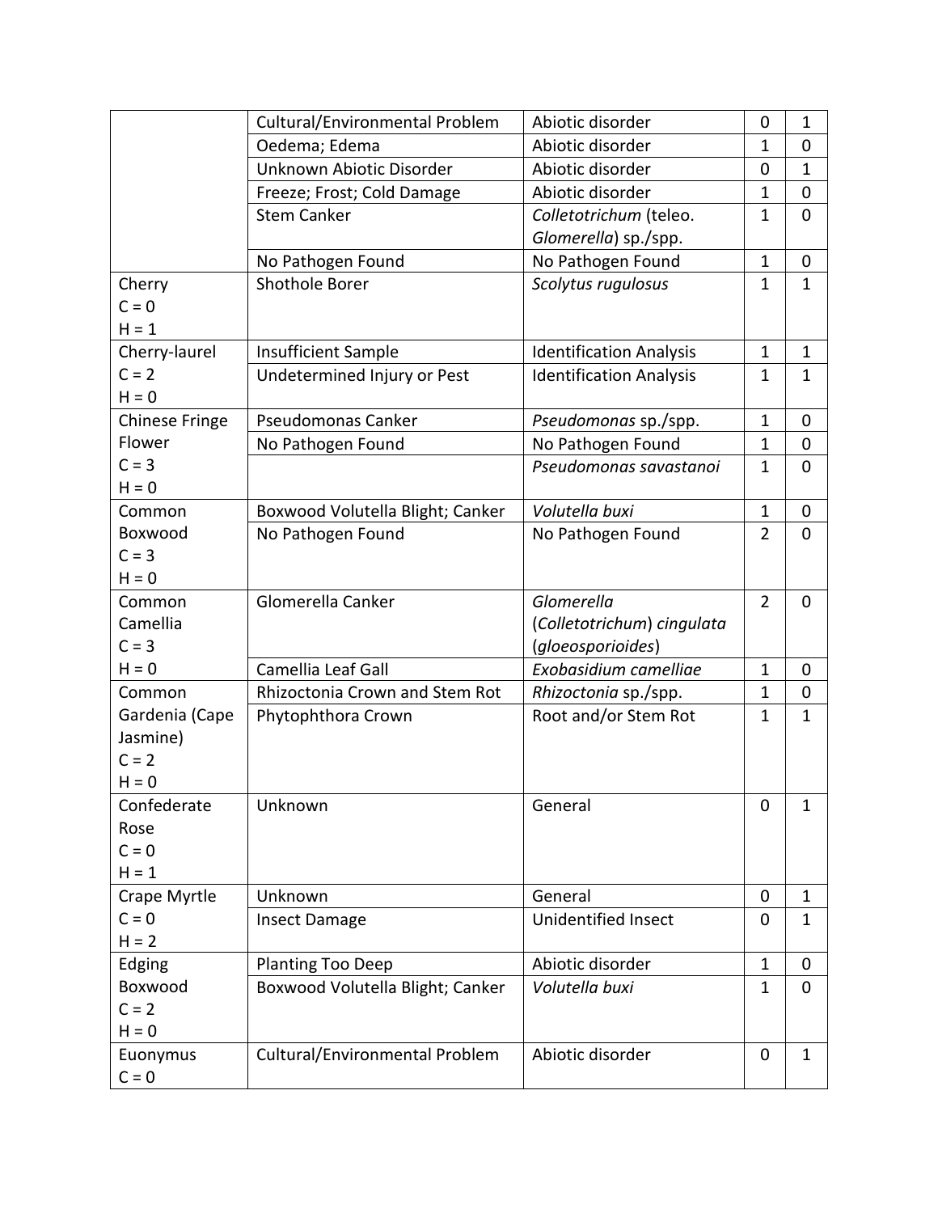| | | | | |
|---|---|---|---|---|
| | Cultural/Environmental Problem | Abiotic disorder | 0 | 1 |
| | Oedema; Edema | Abiotic disorder | 1 | 0 |
| | Unknown Abiotic Disorder | Abiotic disorder | 0 | 1 |
| | Freeze; Frost; Cold Damage | Abiotic disorder | 1 | 0 |
| | Stem Canker | *Colletotrichum* (teleo. *Glomerella*) sp./spp. | 1 | 0 |
| | No Pathogen Found | No Pathogen Found | 1 | 0 |
| Cherry C = 0 H = 1 | Shothole Borer | *Scolytus rugulosus* | 1 | 1 |
| Cherry-laurel C = 2 H = 0 | Insufficient Sample | Identification Analysis | 1 | 1 |
| | Undetermined Injury or Pest | Identification Analysis | 1 | 1 |
| Chinese Fringe Flower C = 3 H = 0 | Pseudomonas Canker | *Pseudomonas* sp./spp. | 1 | 0 |
| | No Pathogen Found | No Pathogen Found | 1 | 0 |
| | | *Pseudomonas savastanoi* | 1 | 0 |
| Common Boxwood C = 3 H = 0 | Boxwood Volutella Blight; Canker | *Volutella buxi* | 1 | 0 |
| | No Pathogen Found | No Pathogen Found | 2 | 0 |
| Common Camellia C = 3 H = 0 | Glomerella Canker | *Glomerella* (*Colletotrichum*) *cingulata* (*gloeosporioides*) | 2 | 0 |
| | Camellia Leaf Gall | *Exobasidium camelliae* | 1 | 0 |
| Common Gardenia (Cape Jasmine) C = 2 H = 0 | Rhizoctonia Crown and Stem Rot | *Rhizoctonia* sp./spp. | 1 | 0 |
| | Phytophthora Crown | Root and/or Stem Rot | 1 | 1 |
| Confederate Rose C = 0 H = 1 | Unknown | General | 0 | 1 |
| Crape Myrtle C = 0 H = 2 | Unknown | General | 0 | 1 |
| | Insect Damage | Unidentified Insect | 0 | 1 |
| Edging Boxwood C = 2 H = 0 | Planting Too Deep | Abiotic disorder | 1 | 0 |
| | Boxwood Volutella Blight; Canker | *Volutella buxi* | 1 | 0 |
| Euonymus C = 0 | Cultural/Environmental Problem | Abiotic disorder | 0 | 1 |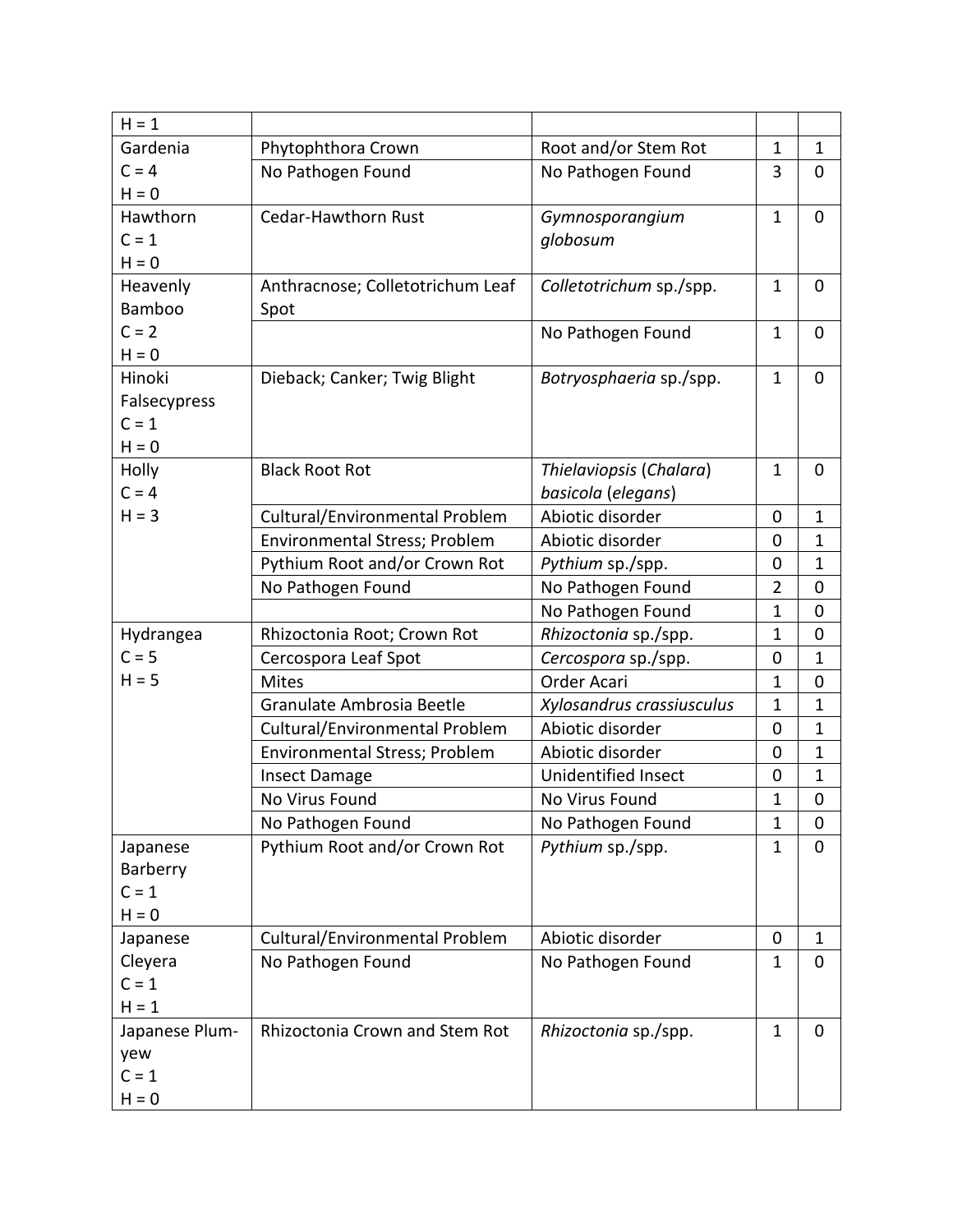| | | | | |
|---|---|---|---|---|
| H = 1 | | | | |
| Gardenia C = 4 H = 0 | Phytophthora Crown | Root and/or Stem Rot | 1 | 1 |
| | No Pathogen Found | No Pathogen Found | 3 | 0 |
| Hawthorn C = 1 H = 0 | Cedar-Hawthorn Rust | *Gymnosporangium globosum* | 1 | 0 |
| Heavenly Bamboo C = 2 H = 0 | Anthracnose; Colletotrichum Leaf Spot | *Colletotrichum* sp./spp. | 1 | 0 |
| | | No Pathogen Found | 1 | 0 |
| Hinoki Falsecypress C = 1 H = 0 | Dieback; Canker; Twig Blight | *Botryosphaeria* sp./spp. | 1 | 0 |
| Holly C = 4 H = 3 | Black Root Rot | *Thielaviopsis* (*Chalara*) *basicola* (*elegans*) | 1 | 0 |
| | Cultural/Environmental Problem | Abiotic disorder | 0 | 1 |
| | Environmental Stress; Problem | Abiotic disorder | 0 | 1 |
| | Pythium Root and/or Crown Rot | *Pythium* sp./spp. | 0 | 1 |
| | No Pathogen Found | No Pathogen Found | 2 | 0 |
| | | No Pathogen Found | 1 | 0 |
| Hydrangea C = 5 H = 5 | Rhizoctonia Root; Crown Rot | *Rhizoctonia* sp./spp. | 1 | 0 |
| | Cercospora Leaf Spot | *Cercospora* sp./spp. | 0 | 1 |
| | Mites | Order Acari | 1 | 0 |
| | Granulate Ambrosia Beetle | *Xylosandrus crassiusculus* | 1 | 1 |
| | Cultural/Environmental Problem | Abiotic disorder | 0 | 1 |
| | Environmental Stress; Problem | Abiotic disorder | 0 | 1 |
| | Insect Damage | Unidentified Insect | 0 | 1 |
| | No Virus Found | No Virus Found | 1 | 0 |
| | No Pathogen Found | No Pathogen Found | 1 | 0 |
| Japanese Barberry C = 1 H = 0 | Pythium Root and/or Crown Rot | *Pythium* sp./spp. | 1 | 0 |
| Japanese Cleyera C = 1 H = 1 | Cultural/Environmental Problem | Abiotic disorder | 0 | 1 |
| | No Pathogen Found | No Pathogen Found | 1 | 0 |
| Japanese Plum-yew C = 1 H = 0 | Rhizoctonia Crown and Stem Rot | *Rhizoctonia* sp./spp. | 1 | 0 |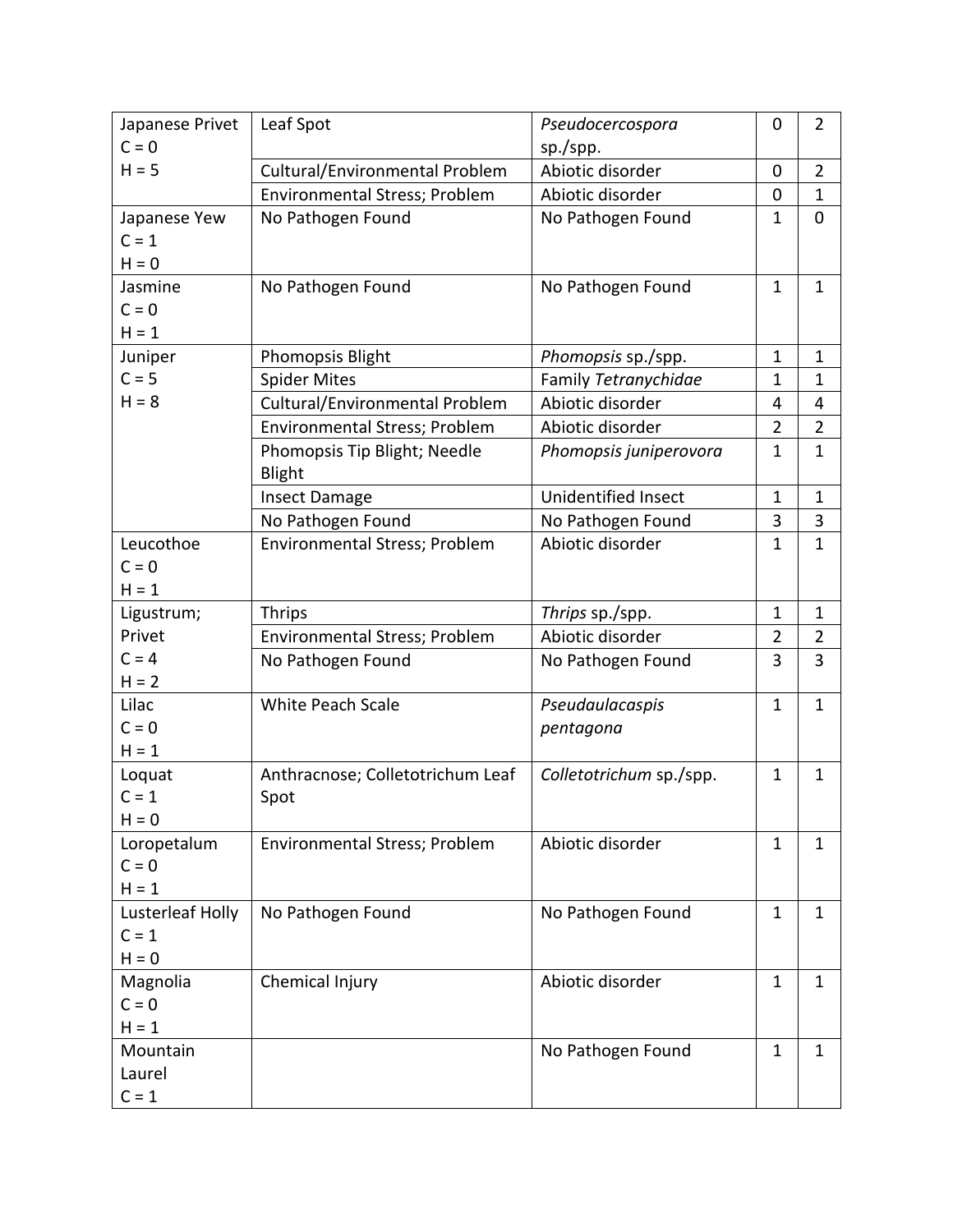| | | | | |
|---|---|---|---|---|
| Japanese Privet<br>C = 0<br>H = 5 | Leaf Spot | *Pseudocercospora* sp./spp. | 0 | 2 |
| | Cultural/Environmental Problem | Abiotic disorder | 0 | 2 |
| | Environmental Stress; Problem | Abiotic disorder | 0 | 1 |
| Japanese Yew<br>C = 1<br>H = 0 | No Pathogen Found | No Pathogen Found | 1 | 0 |
| Jasmine<br>C = 0<br>H = 1 | No Pathogen Found | No Pathogen Found | 1 | 1 |
| Juniper<br>C = 5<br>H = 8 | Phomopsis Blight | *Phomopsis* sp./spp. | 1 | 1 |
| | Spider Mites | Family *Tetranychidae* | 1 | 1 |
| | Cultural/Environmental Problem | Abiotic disorder | 4 | 4 |
| | Environmental Stress; Problem | Abiotic disorder | 2 | 2 |
| | Phomopsis Tip Blight; Needle Blight | *Phomopsis juniperovora* | 1 | 1 |
| | Insect Damage | Unidentified Insect | 1 | 1 |
| | No Pathogen Found | No Pathogen Found | 3 | 3 |
| Leucothoe<br>C = 0<br>H = 1 | Environmental Stress; Problem | Abiotic disorder | 1 | 1 |
| Ligustrum; Privet<br>C = 4<br>H = 2 | Thrips | *Thrips* sp./spp. | 1 | 1 |
| | Environmental Stress; Problem | Abiotic disorder | 2 | 2 |
| | No Pathogen Found | No Pathogen Found | 3 | 3 |
| Lilac<br>C = 0<br>H = 1 | White Peach Scale | *Pseudaulacaspis pentagona* | 1 | 1 |
| Loquat<br>C = 1<br>H = 0 | Anthracnose; Colletotrichum Leaf Spot | *Colletotrichum* sp./spp. | 1 | 1 |
| Loropetalum<br>C = 0<br>H = 1 | Environmental Stress; Problem | Abiotic disorder | 1 | 1 |
| Lusterleaf Holly<br>C = 1<br>H = 0 | No Pathogen Found | No Pathogen Found | 1 | 1 |
| Magnolia<br>C = 0<br>H = 1 | Chemical Injury | Abiotic disorder | 1 | 1 |
| Mountain Laurel<br>C = 1 | | No Pathogen Found | 1 | 1 |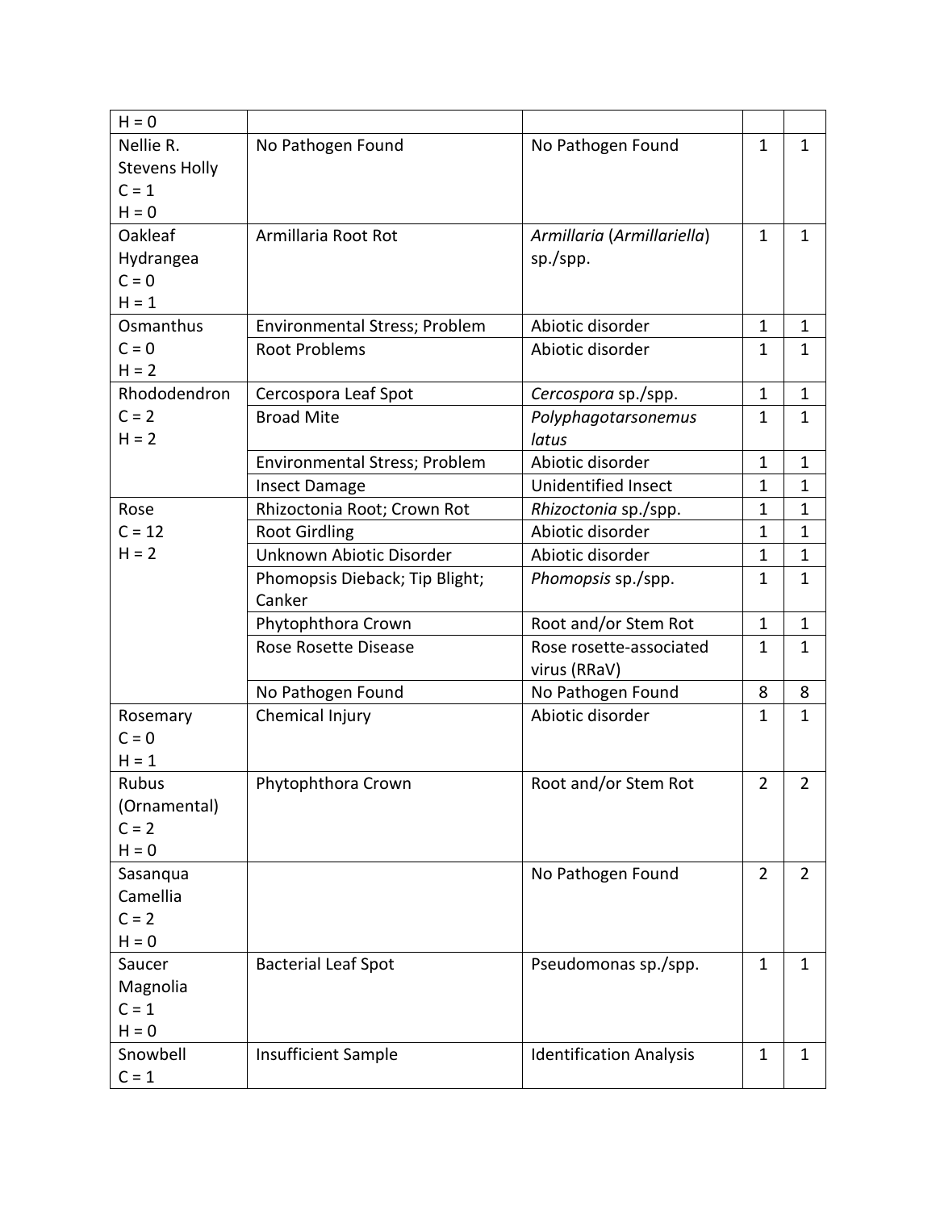| | | | | |
|---|---|---|---|---|
| H = 0 | | | | |
| Nellie R. Stevens Holly C = 1 H = 0 | No Pathogen Found | No Pathogen Found | 1 | 1 |
| Oakleaf Hydrangea C = 0 H = 1 | Armillaria Root Rot | *Armillaria* (*Armillariella*) sp./spp. | 1 | 1 |
| Osmanthus C = 0 H = 2 | Environmental Stress; Problem | Abiotic disorder | 1 | 1 |
| | Root Problems | Abiotic disorder | 1 | 1 |
| Rhododendron C = 2 H = 2 | Cercospora Leaf Spot | *Cercospora* sp./spp. | 1 | 1 |
| | Broad Mite | *Polyphagotarsonemus latus* | 1 | 1 |
| | Environmental Stress; Problem | Abiotic disorder | 1 | 1 |
| | Insect Damage | Unidentified Insect | 1 | 1 |
| Rose C = 12 H = 2 | Rhizoctonia Root; Crown Rot | *Rhizoctonia* sp./spp. | 1 | 1 |
| | Root Girdling | Abiotic disorder | 1 | 1 |
| | Unknown Abiotic Disorder | Abiotic disorder | 1 | 1 |
| | Phomopsis Dieback; Tip Blight; Canker | *Phomopsis* sp./spp. | 1 | 1 |
| | Phytophthora Crown | Root and/or Stem Rot | 1 | 1 |
| | Rose Rosette Disease | Rose rosette-associated virus (RRaV) | 1 | 1 |
| | No Pathogen Found | No Pathogen Found | 8 | 8 |
| Rosemary C = 0 H = 1 | Chemical Injury | Abiotic disorder | 1 | 1 |
| Rubus (Ornamental) C = 2 H = 0 | Phytophthora Crown | Root and/or Stem Rot | 2 | 2 |
| Sasanqua Camellia C = 2 H = 0 | | No Pathogen Found | 2 | 2 |
| Saucer Magnolia C = 1 H = 0 | Bacterial Leaf Spot | Pseudomonas sp./spp. | 1 | 1 |
| Snowbell C = 1 | Insufficient Sample | Identification Analysis | 1 | 1 |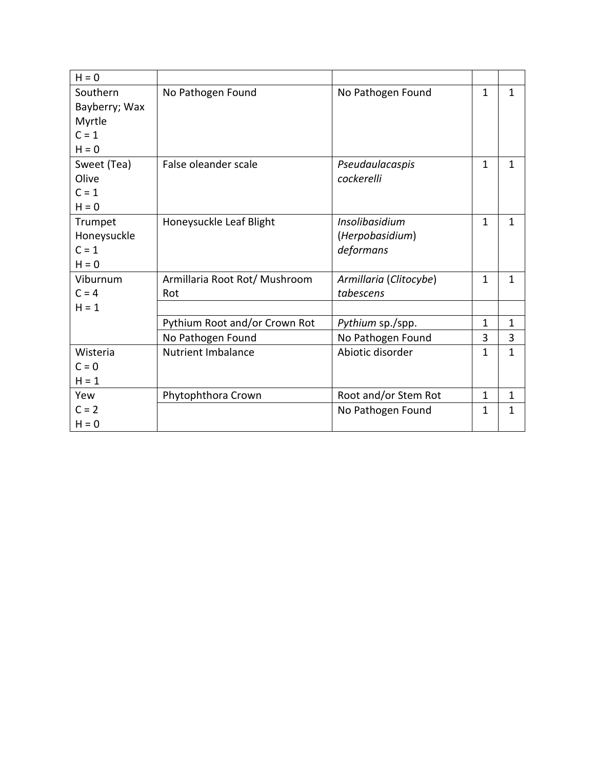| | | | | |
|---|---|---|---|---|
| H = 0 | | | | |
| Southern Bayberry; Wax Myrtle<br>C = 1<br>H = 0 | No Pathogen Found | No Pathogen Found | 1 | 1 |
| Sweet (Tea) Olive<br>C = 1<br>H = 0 | False oleander scale | *Pseudaulacaspis cockerelli* | 1 | 1 |
| Trumpet Honeysuckle<br>C = 1<br>H = 0 | Honeysuckle Leaf Blight | *Insolibasidium* (*Herpobasidium*) *deformans* | 1 | 1 |
| Viburnum<br>C = 4<br>H = 1 | Armillaria Root Rot/ Mushroom Rot | *Armillaria* (*Clitocybe*) *tabescens* | 1 | 1 |
| | | | | |
| | Pythium Root and/or Crown Rot | *Pythium* sp./spp. | 1 | 1 |
| | No Pathogen Found | No Pathogen Found | 3 | 3 |
| Wisteria<br>C = 0<br>H = 1 | Nutrient Imbalance | Abiotic disorder | 1 | 1 |
| Yew<br>C = 2<br>H = 0 | Phytophthora Crown | Root and/or Stem Rot | 1 | 1 |
| | | No Pathogen Found | 1 | 1 |